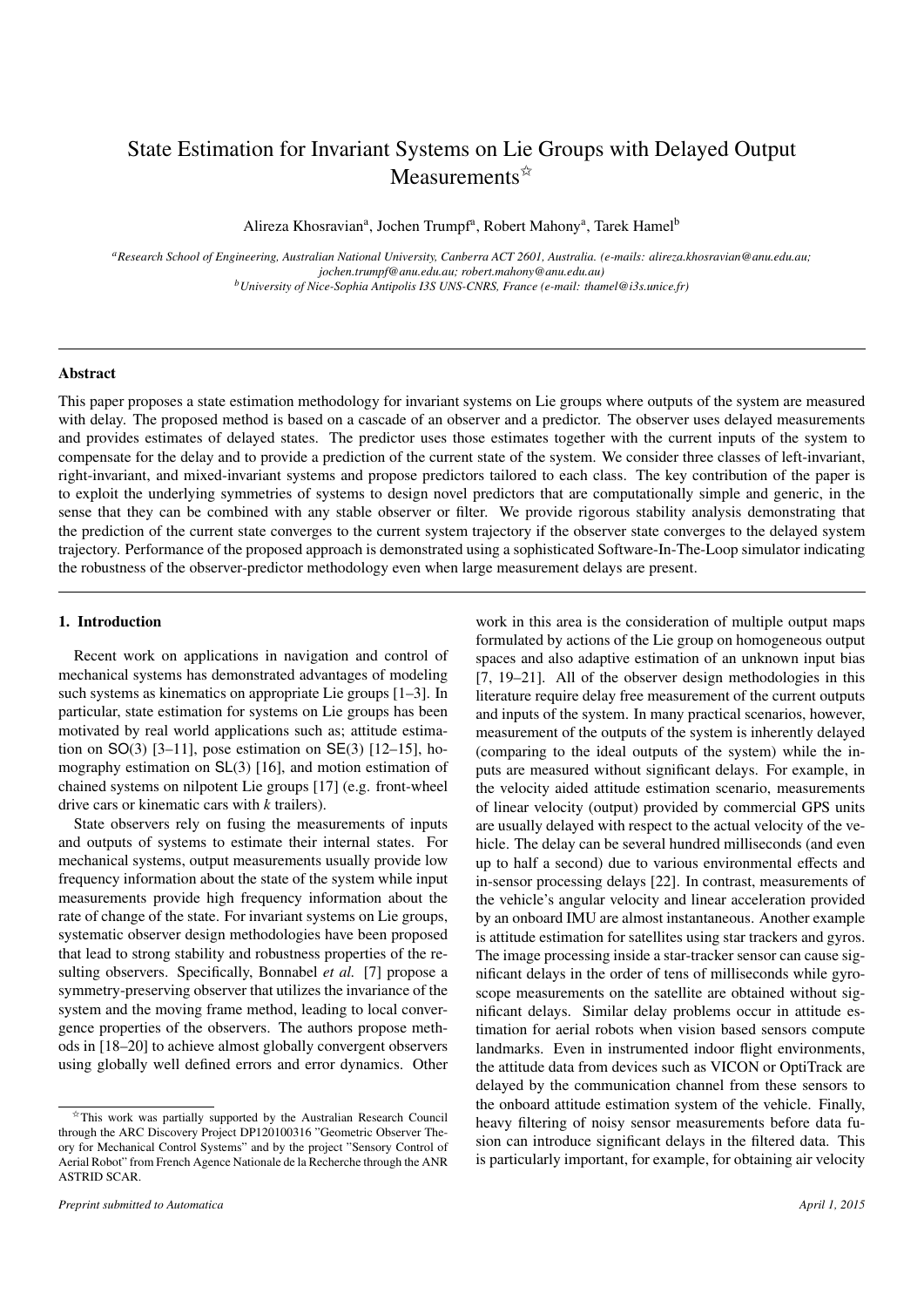# State Estimation for Invariant Systems on Lie Groups with Delayed Output Measurements☆

Alireza Khosravian[a], Jochen Trumpf[a], Robert Mahony[a], Tarek Hamel[b]

[a] *Research School of Engineering, Australian National University, Canberra ACT 2601, Australia. (e-mails: alireza.khosravian@anu.edu.au; jochen.trumpf@anu.edu.au; robert.mahony@anu.edu.au)*
[b] *University of Nice-Sophia Antipolis I3S UNS-CNRS, France (e-mail: thamel@i3s.unice.fr)*

---

### Abstract

This paper proposes a state estimation methodology for invariant systems on Lie groups where outputs of the system are measured with delay. The proposed method is based on a cascade of an observer and a predictor. The observer uses delayed measurements and provides estimates of delayed states. The predictor uses those estimates together with the current inputs of the system to compensate for the delay and to provide a prediction of the current state of the system. We consider three classes of left-invariant, right-invariant, and mixed-invariant systems and propose predictors tailored to each class. The key contribution of the paper is to exploit the underlying symmetries of systems to design novel predictors that are computationally simple and generic, in the sense that they can be combined with any stable observer or filter. We provide rigorous stability analysis demonstrating that the prediction of the current state converges to the current system trajectory if the observer state converges to the delayed system trajectory. Performance of the proposed approach is demonstrated using a sophisticated Software-In-The-Loop simulator indicating the robustness of the observer-predictor methodology even when large measurement delays are present.

---

## 1. Introduction

Recent work on applications in navigation and control of mechanical systems has demonstrated advantages of modeling such systems as kinematics on appropriate Lie groups [1–3]. In particular, state estimation for systems on Lie groups has been motivated by real world applications such as; attitude estimation on $\mathsf{SO}(3)$ [3–11], pose estimation on $\mathsf{SE}(3)$ [12–15], homography estimation on $\mathsf{SL}(3)$ [16], and motion estimation of chained systems on nilpotent Lie groups [17] (e.g. front-wheel drive cars or kinematic cars with $k$ trailers).

State observers rely on fusing the measurements of inputs and outputs of systems to estimate their internal states. For mechanical systems, output measurements usually provide low frequency information about the state of the system while input measurements provide high frequency information about the rate of change of the state. For invariant systems on Lie groups, systematic observer design methodologies have been proposed that lead to strong stability and robustness properties of the resulting observers. Specifically, Bonnabel *et al.* [7] propose a symmetry-preserving observer that utilizes the invariance of the system and the moving frame method, leading to local convergence properties of the observers. The authors propose methods in [18–20] to achieve almost globally convergent observers using globally well defined errors and error dynamics. Other work in this area is the consideration of multiple output maps formulated by actions of the Lie group on homogeneous output spaces and also adaptive estimation of an unknown input bias [7, 19–21]. All of the observer design methodologies in this literature require delay free measurement of the current outputs and inputs of the system. In many practical scenarios, however, measurement of the outputs of the system is inherently delayed (comparing to the ideal outputs of the system) while the inputs are measured without significant delays. For example, in the velocity aided attitude estimation scenario, measurements of linear velocity (output) provided by commercial GPS units are usually delayed with respect to the actual velocity of the vehicle. The delay can be several hundred milliseconds (and even up to half a second) due to various environmental effects and in-sensor processing delays [22]. In contrast, measurements of the vehicle's angular velocity and linear acceleration provided by an onboard IMU are almost instantaneous. Another example is attitude estimation for satellites using star trackers and gyros. The image processing inside a star-tracker sensor can cause significant delays in the order of tens of milliseconds while gyroscope measurements on the satellite are obtained without significant delays. Similar delay problems occur in attitude estimation for aerial robots when vision based sensors compute landmarks. Even in instrumented indoor flight environments, the attitude data from devices such as VICON or OptiTrack are delayed by the communication channel from these sensors to the onboard attitude estimation system of the vehicle. Finally, heavy filtering of noisy sensor measurements before data fusion can introduce significant delays in the filtered data. This is particularly important, for example, for obtaining air velocity

---

☆This work was partially supported by the Australian Research Council through the ARC Discovery Project DP120100316 "Geometric Observer Theory for Mechanical Control Systems" and by the project "Sensory Control of Aerial Robot" from French Agence Nationale de la Recherche through the ANR ASTRID SCAR.

*Preprint submitted to Automatica* *April 1, 2015*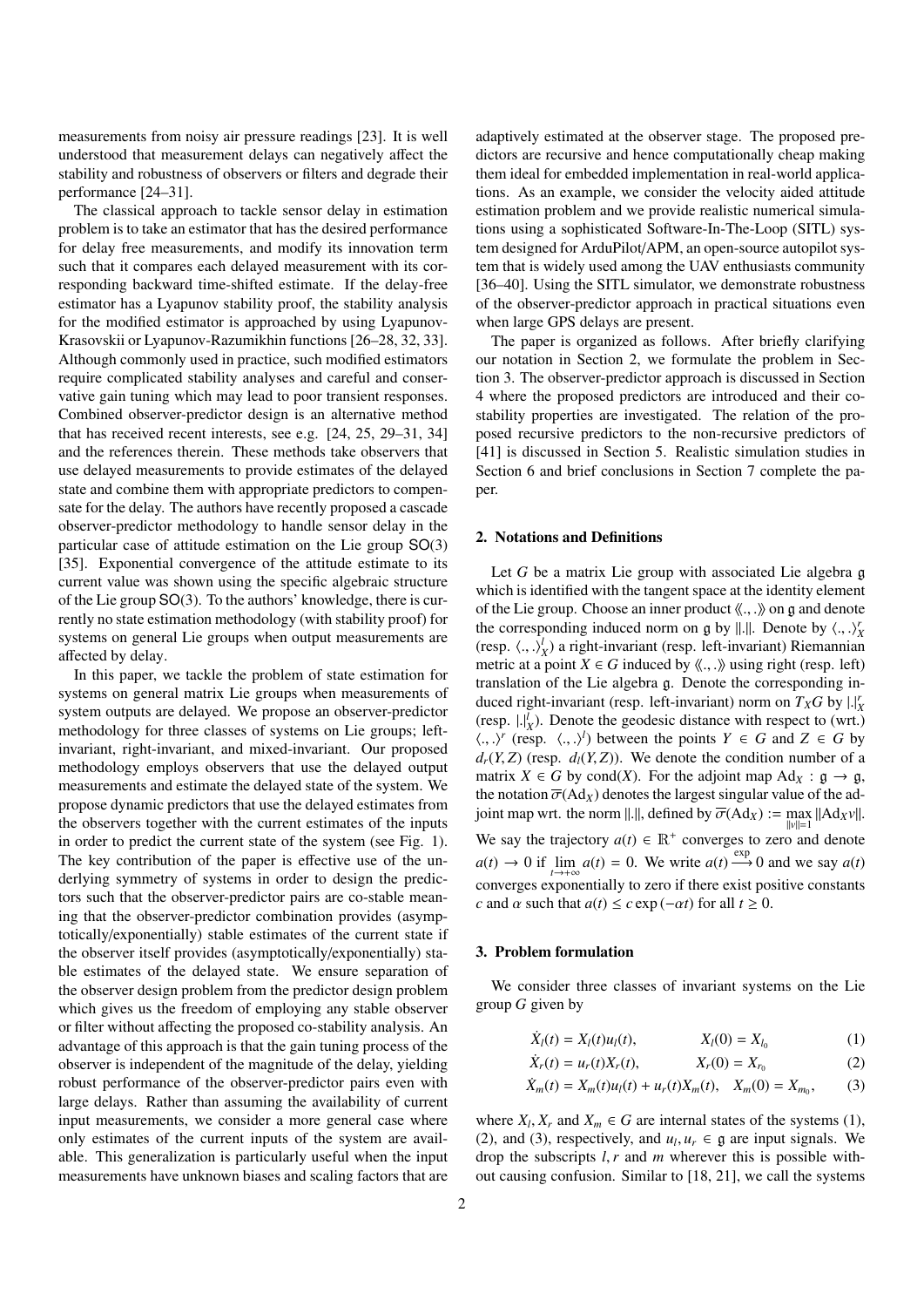measurements from noisy air pressure readings [23]. It is well understood that measurement delays can negatively affect the stability and robustness of observers or filters and degrade their performance [24–31].

The classical approach to tackle sensor delay in estimation problem is to take an estimator that has the desired performance for delay free measurements, and modify its innovation term such that it compares each delayed measurement with its corresponding backward time-shifted estimate. If the delay-free estimator has a Lyapunov stability proof, the stability analysis for the modified estimator is approached by using Lyapunov-Krasovskii or Lyapunov-Razumikhin functions [26–28, 32, 33]. Although commonly used in practice, such modified estimators require complicated stability analyses and careful and conservative gain tuning which may lead to poor transient responses. Combined observer-predictor design is an alternative method that has received recent interests, see e.g. [24, 25, 29–31, 34] and the references therein. These methods take observers that use delayed measurements to provide estimates of the delayed state and combine them with appropriate predictors to compensate for the delay. The authors have recently proposed a cascade observer-predictor methodology to handle sensor delay in the particular case of attitude estimation on the Lie group $\mathsf{SO}(3)$ [35]. Exponential convergence of the attitude estimate to its current value was shown using the specific algebraic structure of the Lie group $\mathsf{SO}(3)$. To the authors' knowledge, there is currently no state estimation methodology (with stability proof) for systems on general Lie groups when output measurements are affected by delay.

In this paper, we tackle the problem of state estimation for systems on general matrix Lie groups when measurements of system outputs are delayed. We propose an observer-predictor methodology for three classes of systems on Lie groups; left-invariant, right-invariant, and mixed-invariant. Our proposed methodology employs observers that use the delayed output measurements and estimate the delayed state of the system. We propose dynamic predictors that use the delayed estimates from the observers together with the current estimates of the inputs in order to predict the current state of the system (see Fig. 1). The key contribution of the paper is effective use of the underlying symmetry of systems in order to design the predictors such that the observer-predictor pairs are co-stable meaning that the observer-predictor combination provides (asymptotically/exponentially) stable estimates of the current state if the observer itself provides (asymptotically/exponentially) stable estimates of the delayed state. We ensure separation of the observer design problem from the predictor design problem which gives us the freedom of employing any stable observer or filter without affecting the proposed co-stability analysis. An advantage of this approach is that the gain tuning process of the observer is independent of the magnitude of the delay, yielding robust performance of the observer-predictor pairs even with large delays. Rather than assuming the availability of current input measurements, we consider a more general case where only estimates of the current inputs of the system are available. This generalization is particularly useful when the input measurements have unknown biases and scaling factors that are adaptively estimated at the observer stage. The proposed predictors are recursive and hence computationally cheap making them ideal for embedded implementation in real-world applications. As an example, we consider the velocity aided attitude estimation problem and we provide realistic numerical simulations using a sophisticated Software-In-The-Loop (SITL) system designed for ArduPilot/APM, an open-source autopilot system that is widely used among the UAV enthusiasts community [36–40]. Using the SITL simulator, we demonstrate robustness of the observer-predictor approach in practical situations even when large GPS delays are present.

The paper is organized as follows. After briefly clarifying our notation in Section 2, we formulate the problem in Section 3. The observer-predictor approach is discussed in Section 4 where the proposed predictors are introduced and their co-stability properties are investigated. The relation of the proposed recursive predictors to the non-recursive predictors of [41] is discussed in Section 5. Realistic simulation studies in Section 6 and brief conclusions in Section 7 complete the paper.

## 2. Notations and Definitions

Let $G$ be a matrix Lie group with associated Lie algebra $\mathfrak{g}$ which is identified with the tangent space at the identity element of the Lie group. Choose an inner product $\langle\!\langle .,. \rangle\!\rangle$ on $\mathfrak{g}$ and denote the corresponding induced norm on $\mathfrak{g}$ by $\|.\|$. Denote by $\langle .,. \rangle^r_X$ (resp. $\langle .,. \rangle^l_X$) a right-invariant (resp. left-invariant) Riemannian metric at a point $X \in G$ induced by $\langle\!\langle .,. \rangle\!\rangle$ using right (resp. left) translation of the Lie algebra $\mathfrak{g}$. Denote the corresponding induced right-invariant (resp. left-invariant) norm on $T_X G$ by $|.|^r_X$ (resp. $|.|^l_X$). Denote the geodesic distance with respect to (wrt.) $\langle .,. \rangle^r$ (resp. $\langle .,. \rangle^l$) between the points $Y \in G$ and $Z \in G$ by $d_r(Y,Z)$ (resp. $d_l(Y,Z)$). We denote the condition number of a matrix $X \in G$ by cond$(X)$. For the adjoint map $\mathrm{Ad}_X : \mathfrak{g} \to \mathfrak{g}$, the notation $\overline{\sigma}(\mathrm{Ad}_X)$ denotes the largest singular value of the adjoint map wrt. the norm $\|.\|$, defined by $\overline{\sigma}(\mathrm{Ad}_X) := \max_{\|v\|=1} \|\mathrm{Ad}_X v\|$. We say the trajectory $a(t) \in \mathbb{R}^+$ converges to zero and denote $a(t) \to 0$ if $\lim_{t\to+\infty} a(t) = 0$. We write $a(t) \xrightarrow{\exp} 0$ and we say $a(t)$ converges exponentially to zero if there exist positive constants $c$ and $\alpha$ such that $a(t) \le c \exp(-\alpha t)$ for all $t \ge 0$.

## 3. Problem formulation

We consider three classes of invariant systems on the Lie group $G$ given by

$$\dot{X}_l(t) = X_l(t) u_l(t), \qquad X_l(0) = X_{l_0} \tag{1}$$

$$\dot{X}_r(t) = u_r(t) X_r(t), \qquad X_r(0) = X_{r_0} \tag{2}$$

$$\dot{X}_m(t) = X_m(t) u_l(t) + u_r(t) X_m(t), \quad X_m(0) = X_{m_0}, \tag{3}$$

where $X_l, X_r$ and $X_m \in G$ are internal states of the systems (1), (2), and (3), respectively, and $u_l, u_r \in \mathfrak{g}$ are input signals. We drop the subscripts $l, r$ and $m$ wherever this is possible without causing confusion. Similar to [18, 21], we call the systems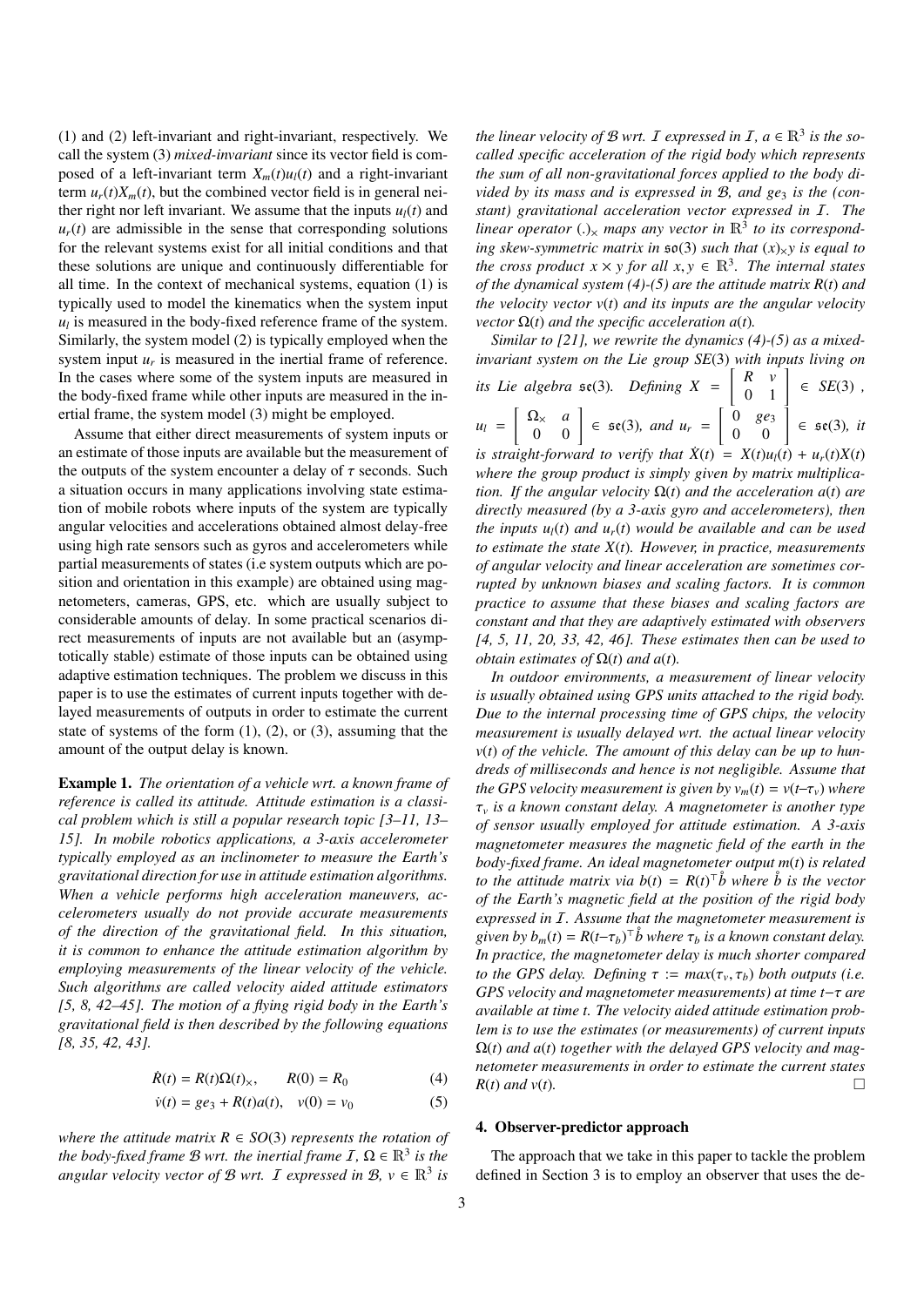(1) and (2) left-invariant and right-invariant, respectively. We call the system (3) *mixed-invariant* since its vector field is composed of a left-invariant term $X_m(t)u_l(t)$ and a right-invariant term $u_r(t)X_m(t)$, but the combined vector field is in general neither right nor left invariant. We assume that the inputs $u_l(t)$ and $u_r(t)$ are admissible in the sense that corresponding solutions for the relevant systems exist for all initial conditions and that these solutions are unique and continuously differentiable for all time. In the context of mechanical systems, equation (1) is typically used to model the kinematics when the system input $u_l$ is measured in the body-fixed reference frame of the system. Similarly, the system model (2) is typically employed when the system input $u_r$ is measured in the inertial frame of reference. In the cases where some of the system inputs are measured in the body-fixed frame while other inputs are measured in the inertial frame, the system model (3) might be employed.

Assume that either direct measurements of system inputs or an estimate of those inputs are available but the measurement of the outputs of the system encounter a delay of $\tau$ seconds. Such a situation occurs in many applications involving state estimation of mobile robots where inputs of the system are typically angular velocities and accelerations obtained almost delay-free using high rate sensors such as gyros and accelerometers while partial measurements of states (i.e system outputs which are position and orientation in this example) are obtained using magnetometers, cameras, GPS, etc. which are usually subject to considerable amounts of delay. In some practical scenarios direct measurements of inputs are not available but an (asymptotically stable) estimate of those inputs can be obtained using adaptive estimation techniques. The problem we discuss in this paper is to use the estimates of current inputs together with delayed measurements of outputs in order to estimate the current state of systems of the form (1), (2), or (3), assuming that the amount of the output delay is known.

**Example 1.** *The orientation of a vehicle wrt. a known frame of reference is called its attitude. Attitude estimation is a classical problem which is still a popular research topic [3–11, 13–15]. In mobile robotics applications, a 3-axis accelerometer typically employed as an inclinometer to measure the Earth's gravitational direction for use in attitude estimation algorithms. When a vehicle performs high acceleration maneuvers, accelerometers usually do not provide accurate measurements of the direction of the gravitational field. In this situation, it is common to enhance the attitude estimation algorithm by employing measurements of the linear velocity of the vehicle. Such algorithms are called velocity aided attitude estimators [5, 8, 42–45]. The motion of a flying rigid body in the Earth's gravitational field is then described by the following equations [8, 35, 42, 43].*

$$\dot{R}(t) = R(t)\Omega(t)_\times, \qquad R(0) = R_0 \tag{4}$$

$$\dot{v}(t) = ge_3 + R(t)a(t), \quad v(0) = v_0 \tag{5}$$

*where the attitude matrix $R \in SO(3)$ represents the rotation of the body-fixed frame $\mathcal{B}$ wrt. the inertial frame $\mathcal{I}$, $\Omega \in \mathbb{R}^3$ is the angular velocity vector of $\mathcal{B}$ wrt. $\mathcal{I}$ expressed in $\mathcal{B}$, $v \in \mathbb{R}^3$ is the linear velocity of $\mathcal{B}$ wrt. $\mathcal{I}$ expressed in $\mathcal{I}$, $a \in \mathbb{R}^3$ is the so-called specific acceleration of the rigid body which represents the sum of all non-gravitational forces applied to the body divided by its mass and is expressed in $\mathcal{B}$, and $ge_3$ is the (constant) gravitational acceleration vector expressed in $\mathcal{I}$. The linear operator $(.)_\times$ maps any vector in $\mathbb{R}^3$ to its corresponding skew-symmetric matrix in $\mathfrak{so}(3)$ such that $(x)_\times y$ is equal to the cross product $x \times y$ for all $x, y \in \mathbb{R}^3$. The internal states of the dynamical system (4)-(5) are the attitude matrix $R(t)$ and the velocity vector $v(t)$ and its inputs are the angular velocity vector $\Omega(t)$ and the specific acceleration $a(t)$.*

*Similar to [21], we rewrite the dynamics (4)-(5) as a mixed-invariant system on the Lie group $SE(3)$ with inputs living on its Lie algebra $\mathfrak{se}(3)$. Defining $X = \begin{bmatrix} R & v \\ 0 & 1 \end{bmatrix} \in SE(3)$, $u_l = \begin{bmatrix} \Omega_\times & a \\ 0 & 0 \end{bmatrix} \in \mathfrak{se}(3)$, and $u_r = \begin{bmatrix} 0 & ge_3 \\ 0 & 0 \end{bmatrix} \in \mathfrak{se}(3)$, it is straight-forward to verify that $\dot{X}(t) = X(t)u_l(t) + u_r(t)X(t)$ where the group product is simply given by matrix multiplication. If the angular velocity $\Omega(t)$ and the acceleration $a(t)$ are directly measured (by a 3-axis gyro and accelerometers), then the inputs $u_l(t)$ and $u_r(t)$ would be available and can be used to estimate the state $X(t)$. However, in practice, measurements of angular velocity and linear acceleration are sometimes corrupted by unknown biases and scaling factors. It is common practice to assume that these biases and scaling factors are constant and that they are adaptively estimated with observers [4, 5, 11, 20, 33, 42, 46]. These estimates then can be used to obtain estimates of $\Omega(t)$ and $a(t)$.*

*In outdoor environments, a measurement of linear velocity is usually obtained using GPS units attached to the rigid body. Due to the internal processing time of GPS chips, the velocity measurement is usually delayed wrt. the actual linear velocity $v(t)$ of the vehicle. The amount of this delay can be up to hundreds of milliseconds and hence is not negligible. Assume that the GPS velocity measurement is given by $v_m(t) = v(t-\tau_v)$ where $\tau_v$ is a known constant delay. A magnetometer is another type of sensor usually employed for attitude estimation. A 3-axis magnetometer measures the magnetic field of the earth in the body-fixed frame. An ideal magnetometer output $m(t)$ is related to the attitude matrix via $b(t) = R(t)^\top \mathring{b}$ where $\mathring{b}$ is the vector of the Earth's magnetic field at the position of the rigid body expressed in $\mathcal{I}$. Assume that the magnetometer measurement is given by $b_m(t) = R(t-\tau_b)^\top \mathring{b}$ where $\tau_b$ is a known constant delay. In practice, the magnetometer delay is much shorter compared to the GPS delay. Defining $\tau := max(\tau_v, \tau_b)$ both outputs (i.e. GPS velocity and magnetometer measurements) at time $t-\tau$ are available at time $t$. The velocity aided attitude estimation problem is to use the estimates (or measurements) of current inputs $\Omega(t)$ and $a(t)$ together with the delayed GPS velocity and magnetometer measurements in order to estimate the current states $R(t)$ and $v(t)$.* □

## 4. Observer-predictor approach

The approach that we take in this paper to tackle the problem defined in Section 3 is to employ an observer that uses the de-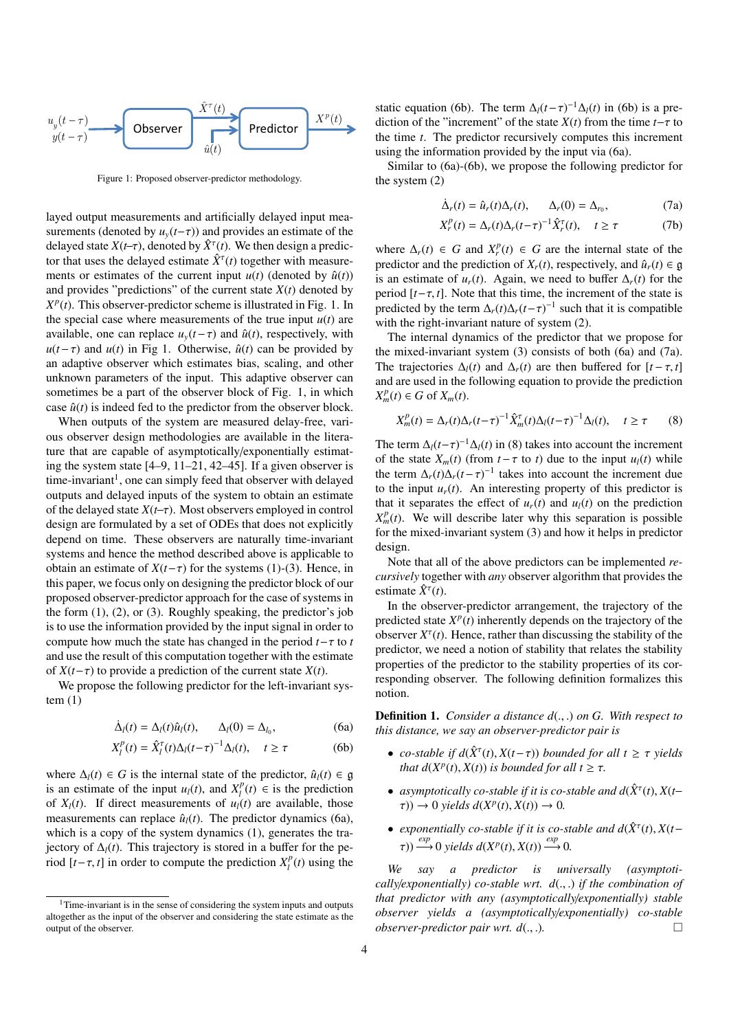Figure 1: Proposed observer-predictor methodology.

layed output measurements and artificially delayed input measurements (denoted by $u_y(t-\tau)$) and provides an estimate of the delayed state $X(t-\tau)$, denoted by $\hat{X}^\tau(t)$. We then design a predictor that uses the delayed estimate $\hat{X}^\tau(t)$ together with measurements or estimates of the current input $u(t)$ (denoted by $\hat{u}(t)$) and provides "predictions" of the current state $X(t)$ denoted by $X^p(t)$. This observer-predictor scheme is illustrated in Fig. 1. In the special case where measurements of the true input $u(t)$ are available, one can replace $u_y(t-\tau)$ and $\hat{u}(t)$, respectively, with $u(t-\tau)$ and $u(t)$ in Fig 1. Otherwise, $\hat{u}(t)$ can be provided by an adaptive observer which estimates bias, scaling, and other unknown parameters of the input. This adaptive observer can sometimes be a part of the observer block of Fig. 1, in which case $\hat{u}(t)$ is indeed fed to the predictor from the observer block.

When outputs of the system are measured delay-free, various observer design methodologies are available in the literature that are capable of asymptotically/exponentially estimating the system state [4–9, 11–21, 42–45]. If a given observer is time-invariant[1], one can simply feed that observer with delayed outputs and delayed inputs of the system to obtain an estimate of the delayed state $X(t-\tau)$. Most observers employed in control design are formulated by a set of ODEs that does not explicitly depend on time. These observers are naturally time-invariant systems and hence the method described above is applicable to obtain an estimate of $X(t-\tau)$ for the systems (1)-(3). Hence, in this paper, we focus only on designing the predictor block of our proposed observer-predictor approach for the case of systems in the form (1), (2), or (3). Roughly speaking, the predictor's job is to use the information provided by the input signal in order to compute how much the state has changed in the period $t-\tau$ to $t$ and use the result of this computation together with the estimate of $X(t-\tau)$ to provide a prediction of the current state $X(t)$.

We propose the following predictor for the left-invariant system (1)

$$\dot{\Delta}_l(t) = \Delta_l(t)\hat{u}_l(t), \qquad \Delta_l(0) = \Delta_{l_0}, \tag{6a}$$
$$X_l^p(t) = \hat{X}_l^\tau(t)\Delta_l(t-\tau)^{-1}\Delta_l(t), \quad t \geq \tau \tag{6b}$$

where $\Delta_l(t) \in G$ is the internal state of the predictor, $\hat{u}_l(t) \in \mathfrak{g}$ is an estimate of the input $u_l(t)$, and $X_l^p(t) \in$ is the prediction of $X_l(t)$. If direct measurements of $u_l(t)$ are available, those measurements can replace $\hat{u}_l(t)$. The predictor dynamics (6a), which is a copy of the system dynamics (1), generates the trajectory of $\Delta_l(t)$. This trajectory is stored in a buffer for the period $[t-\tau, t]$ in order to compute the prediction $X_l^p(t)$ using the static equation (6b). The term $\Delta_l(t-\tau)^{-1}\Delta_l(t)$ in (6b) is a prediction of the "increment" of the state $X(t)$ from the time $t-\tau$ to the time $t$. The predictor recursively computes this increment using the information provided by the input via (6a).

Similar to (6a)-(6b), we propose the following predictor for the system (2)

$$\dot{\Delta}_r(t) = \hat{u}_r(t)\Delta_r(t), \qquad \Delta_r(0) = \Delta_{r_0}, \tag{7a}$$
$$X_r^p(t) = \Delta_r(t)\Delta_r(t-\tau)^{-1}\hat{X}_r^\tau(t), \quad t \geq \tau \tag{7b}$$

where $\Delta_r(t) \in G$ and $X_r^p(t) \in G$ are the internal state of the predictor and the prediction of $X_r(t)$, respectively, and $\hat{u}_r(t) \in \mathfrak{g}$ is an estimate of $u_r(t)$. Again, we need to buffer $\Delta_r(t)$ for the period $[t-\tau, t]$. Note that this time, the increment of the state is predicted by the term $\Delta_r(t)\Delta_r(t-\tau)^{-1}$ such that it is compatible with the right-invariant nature of system (2).

The internal dynamics of the predictor that we propose for the mixed-invariant system (3) consists of both (6a) and (7a). The trajectories $\Delta_l(t)$ and $\Delta_r(t)$ are then buffered for $[t-\tau, t]$ and are used in the following equation to provide the prediction $X_m^p(t) \in G$ of $X_m(t)$.

$$X_m^p(t) = \Delta_r(t)\Delta_r(t-\tau)^{-1}\hat{X}_m^\tau(t)\Delta_l(t-\tau)^{-1}\Delta_l(t), \quad t \geq \tau \tag{8}$$

The term $\Delta_l(t-\tau)^{-1}\Delta_l(t)$ in (8) takes into account the increment of the state $X_m(t)$ (from $t-\tau$ to $t$) due to the input $u_l(t)$ while the term $\Delta_r(t)\Delta_r(t-\tau)^{-1}$ takes into account the increment due to the input $u_r(t)$. An interesting property of this predictor is that it separates the effect of $u_r(t)$ and $u_l(t)$ on the prediction $X_m^p(t)$. We will describe later why this separation is possible for the mixed-invariant system (3) and how it helps in predictor design.

Note that all of the above predictors can be implemented *recursively* together with *any* observer algorithm that provides the estimate $\hat{X}^\tau(t)$.

In the observer-predictor arrangement, the trajectory of the predicted state $X^p(t)$ inherently depends on the trajectory of the observer $X^\tau(t)$. Hence, rather than discussing the stability of the predictor, we need a notion of stability that relates the stability properties of the predictor to the stability properties of its corresponding observer. The following definition formalizes this notion.

**Definition 1.** *Consider a distance $d(.,.)$ on $G$. With respect to this distance, we say an observer-predictor pair is*

- *co-stable if $d(\hat{X}^\tau(t), X(t-\tau))$ bounded for all $t \geq \tau$ yields that $d(X^p(t), X(t))$ is bounded for all $t \geq \tau$.*
- *asymptotically co-stable if it is co-stable and $d(\hat{X}^\tau(t), X(t-\tau)) \to 0$ yields $d(X^p(t), X(t)) \to 0$.*
- *exponentially co-stable if it is co-stable and $d(\hat{X}^\tau(t), X(t-\tau)) \xrightarrow{exp} 0$ yields $d(X^p(t), X(t)) \xrightarrow{exp} 0$.*

*We say a predictor is universally (asymptotically/exponentially) co-stable wrt. $d(.,.)$ if the combination of that predictor with any (asymptotically/exponentially) stable observer yields a (asymptotically/exponentially) co-stable observer-predictor pair wrt. $d(.,.)$.* □

[1] Time-invariant is in the sense of considering the system inputs and outputs altogether as the input of the observer and considering the state estimate as the output of the observer.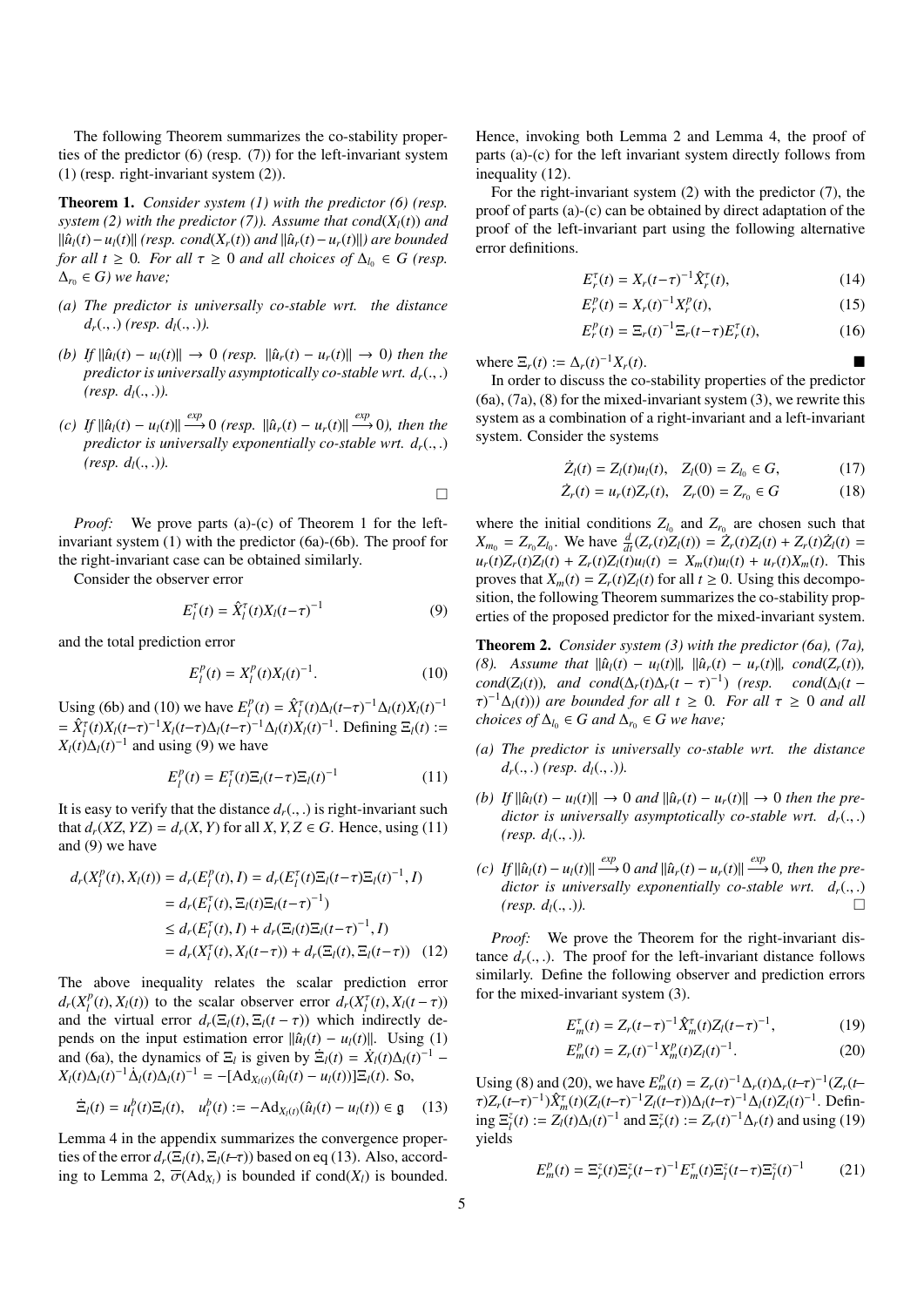The following Theorem summarizes the co-stability properties of the predictor (6) (resp. (7)) for the left-invariant system (1) (resp. right-invariant system (2)).

**Theorem 1.** *Consider system (1) with the predictor (6) (resp. system (2) with the predictor (7)). Assume that cond($X_l(t)$) and $\|\hat{u}_l(t) - u_l(t)\|$ (resp. cond($X_r(t)$) and $\|\hat{u}_r(t) - u_r(t)\|$) are bounded for all $t \geq 0$. For all $\tau \geq 0$ and all choices of $\Delta_{l_0} \in G$ (resp. $\Delta_{r_0} \in G$) we have;*

*(a) The predictor is universally co-stable wrt. the distance $d_r(.,.)$ (resp. $d_l(.,.)$).*

*(b) If $\|\hat{u}_l(t) - u_l(t)\| \to 0$ (resp. $\|\hat{u}_r(t) - u_r(t)\| \to 0$) then the predictor is universally asymptotically co-stable wrt. $d_r(.,.)$ (resp. $d_l(.,.)$).*

*(c) If $\|\hat{u}_l(t) - u_l(t)\| \xrightarrow{exp} 0$ (resp. $\|\hat{u}_r(t) - u_r(t)\| \xrightarrow{exp} 0$), then the predictor is universally exponentially co-stable wrt. $d_r(.,.)$ (resp. $d_l(.,.)$).*

□

*Proof:* We prove parts (a)-(c) of Theorem 1 for the left-invariant system (1) with the predictor (6a)-(6b). The proof for the right-invariant case can be obtained similarly.

Consider the observer error

$$E_l^\tau(t) = \hat{X}_l^\tau(t) X_l(t-\tau)^{-1} \tag{9}$$

and the total prediction error

$$E_l^p(t) = X_l^p(t) X_l(t)^{-1}. \tag{10}$$

Using (6b) and (10) we have $E_l^p(t) = \hat{X}_l^\tau(t)\Delta_l(t-\tau)^{-1}\Delta_l(t)X_l(t)^{-1} = \hat{X}_l^\tau(t)X_l(t-\tau)^{-1}X_l(t-\tau)\Delta_l(t-\tau)^{-1}\Delta_l(t)X_l(t)^{-1}$. Defining $\Xi_l(t) := X_l(t)\Delta_l(t)^{-1}$ and using (9) we have

$$E_l^p(t) = E_l^\tau(t)\Xi_l(t-\tau)\Xi_l(t)^{-1} \tag{11}$$

It is easy to verify that the distance $d_r(.,.)$ is right-invariant such that $d_r(XZ, YZ) = d_r(X, Y)$ for all $X, Y, Z \in G$. Hence, using (11) and (9) we have

$$\begin{aligned} d_r(X_l^p(t), X_l(t)) &= d_r(E_l^p(t), I) = d_r(E_l^\tau(t)\Xi_l(t-\tau)\Xi_l(t)^{-1}, I) \\ &= d_r(E_l^\tau(t), \Xi_l(t)\Xi_l(t-\tau)^{-1}) \\ &\leq d_r(E_l^\tau(t), I) + d_r(\Xi_l(t)\Xi_l(t-\tau)^{-1}, I) \\ &= d_r(X_l^\tau(t), X_l(t-\tau)) + d_r(\Xi_l(t), \Xi_l(t-\tau)) \quad (12) \end{aligned}$$

The above inequality relates the scalar prediction error $d_r(X_l^p(t), X_l(t))$ to the scalar observer error $d_r(X_l^\tau(t), X_l(t-\tau))$ and the virtual error $d_r(\Xi_l(t), \Xi_l(t-\tau))$ which indirectly depends on the input estimation error $\|\hat{u}_l(t) - u_l(t)\|$. Using (1) and (6a), the dynamics of $\Xi_l$ is given by $\dot{\Xi}_l(t) = \dot{X}_l(t)\Delta_l(t)^{-1} - X_l(t)\Delta_l(t)^{-1}\dot{\Delta}_l(t)\Delta_l(t)^{-1} = -[\mathrm{Ad}_{X_l(t)}(\hat{u}_l(t) - u_l(t))]\Xi_l(t)$. So,

$$\dot{\Xi}_l(t) = u_l^b(t)\Xi_l(t), \quad u_l^b(t) := -\mathrm{Ad}_{X_l(t)}(\hat{u}_l(t) - u_l(t)) \in \mathfrak{g} \tag{13}$$

Lemma 4 in the appendix summarizes the convergence properties of the error $d_r(\Xi_l(t), \Xi_l(t-\tau))$ based on eq (13). Also, according to Lemma 2, $\overline{\sigma}(\mathrm{Ad}_{X_l})$ is bounded if cond($X_l$) is bounded. Hence, invoking both Lemma 2 and Lemma 4, the proof of parts (a)-(c) for the left invariant system directly follows from inequality (12).

For the right-invariant system (2) with the predictor (7), the proof of parts (a)-(c) can be obtained by direct adaptation of the proof of the left-invariant part using the following alternative error definitions.

$$E_r^\tau(t) = X_r(t-\tau)^{-1}\hat{X}_r^\tau(t), \tag{14}$$

$$E_r^p(t) = X_r(t)^{-1}X_r^p(t), \tag{15}$$

$$E_r^p(t) = \Xi_r(t)^{-1}\Xi_r(t-\tau)E_r^\tau(t), \tag{16}$$

where $\Xi_r(t) := \Delta_r(t)^{-1}X_r(t)$. ■

In order to discuss the co-stability properties of the predictor (6a), (7a), (8) for the mixed-invariant system (3), we rewrite this system as a combination of a right-invariant and a left-invariant system. Consider the systems

$$\dot{Z}_l(t) = Z_l(t)u_l(t), \quad Z_l(0) = Z_{l_0} \in G, \tag{17}$$

$$\dot{Z}_r(t) = u_r(t)Z_r(t), \quad Z_r(0) = Z_{r_0} \in G \tag{18}$$

where the initial conditions $Z_{l_0}$ and $Z_{r_0}$ are chosen such that $X_{m_0} = Z_{r_0}Z_{l_0}$. We have $\frac{d}{dt}(Z_r(t)Z_l(t)) = \dot{Z}_r(t)Z_l(t) + Z_r(t)\dot{Z}_l(t) = u_r(t)Z_r(t)Z_l(t) + Z_r(t)Z_l(t)u_l(t) = X_m(t)u_l(t) + u_r(t)X_m(t)$. This proves that $X_m(t) = Z_r(t)Z_l(t)$ for all $t \geq 0$. Using this decomposition, the following Theorem summarizes the co-stability properties of the proposed predictor for the mixed-invariant system.

**Theorem 2.** *Consider system (3) with the predictor (6a), (7a), (8). Assume that $\|\hat{u}_l(t) - u_l(t)\|$, $\|\hat{u}_r(t) - u_r(t)\|$, cond($Z_r(t)$), cond($Z_l(t)$), and cond($\Delta_r(t)\Delta_r(t-\tau)^{-1}$) (resp. cond($\Delta_l(t-\tau)^{-1}\Delta_l(t)$)) are bounded for all $t \geq 0$. For all $\tau \geq 0$ and all choices of $\Delta_{l_0} \in G$ and $\Delta_{r_0} \in G$ we have;*

*(a) The predictor is universally co-stable wrt. the distance $d_r(.,.)$ (resp. $d_l(.,.)$).*

*(b) If $\|\hat{u}_l(t) - u_l(t)\| \to 0$ and $\|\hat{u}_r(t) - u_r(t)\| \to 0$ then the predictor is universally asymptotically co-stable wrt. $d_r(.,.)$ (resp. $d_l(.,.)$).*

*(c) If $\|\hat{u}_l(t) - u_l(t)\| \xrightarrow{exp} 0$ and $\|\hat{u}_r(t) - u_r(t)\| \xrightarrow{exp} 0$, then the predictor is universally exponentially co-stable wrt. $d_r(.,.)$ (resp. $d_l(.,.)$).* □

*Proof:* We prove the Theorem for the right-invariant distance $d_r(.,.)$. The proof for the left-invariant distance follows similarly. Define the following observer and prediction errors for the mixed-invariant system (3).

$$E_m^\tau(t) = Z_r(t-\tau)^{-1}\hat{X}_m^\tau(t)Z_l(t-\tau)^{-1}, \tag{19}$$

$$E_m^p(t) = Z_r(t)^{-1}X_m^p(t)Z_l(t)^{-1}. \tag{20}$$

Using (8) and (20), we have $E_m^p(t) = Z_r(t)^{-1}\Delta_r(t)\Delta_r(t-\tau)^{-1}(Z_r(t-\tau)Z_r(t-\tau)^{-1})\hat{X}_m^\tau(t)(Z_l(t-\tau)^{-1}Z_l(t-\tau))\Delta_l(t-\tau)^{-1}\Delta_l(t)Z_l(t)^{-1}$. Defining $\Xi_l^z(t) := Z_l(t)\Delta_l(t)^{-1}$ and $\Xi_r^z(t) := Z_r(t)^{-1}\Delta_r(t)$ and using (19) yields

$$E_m^p(t) = \Xi_r^z(t)\Xi_r^z(t-\tau)^{-1}E_m^\tau(t)\Xi_l^z(t-\tau)\Xi_l^z(t)^{-1} \tag{21}$$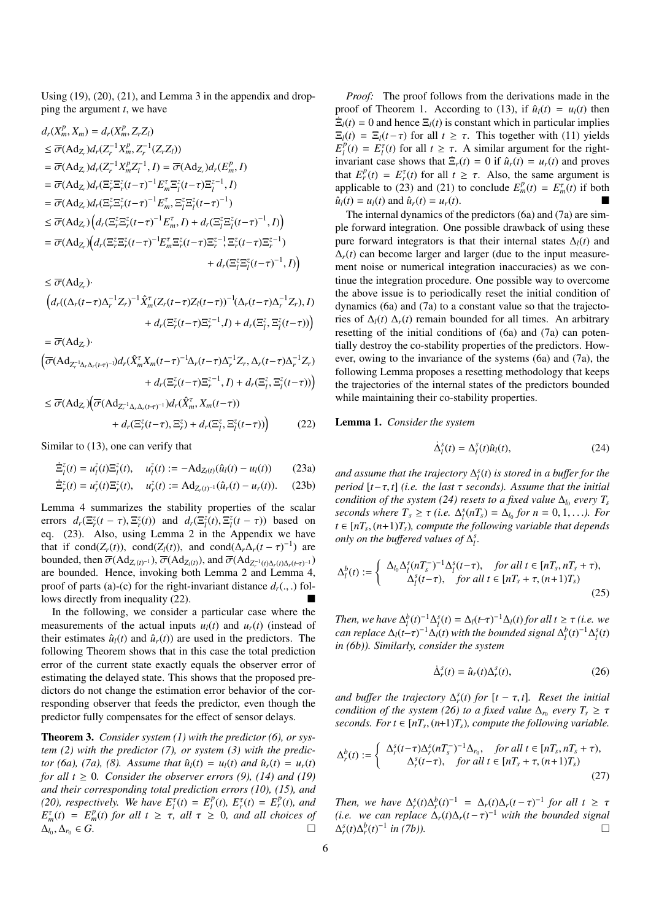Using (19), (20), (21), and Lemma 3 in the appendix and dropping the argument $t$, we have

$$
\begin{aligned}
d_r(X_m^p, X_m) &= d_r(X_m^p, Z_r Z_l) \\
&\leq \overline{\sigma}(\mathrm{Ad}_{Z_r}) d_r(Z_r^{-1} X_m^p, Z_r^{-1}(Z_r Z_l)) \\
&= \overline{\sigma}(\mathrm{Ad}_{Z_r}) d_r(Z_r^{-1} X_m^p Z_l^{-1}, I) = \overline{\sigma}(\mathrm{Ad}_{Z_r}) d_r(E_m^p, I) \\
&= \overline{\sigma}(\mathrm{Ad}_{Z_r}) d_r(\Xi_r^z \Xi_r^z(t-\tau)^{-1} E_m^\tau \Xi_l^z(t-\tau)\Xi_l^{z-1}, I) \\
&= \overline{\sigma}(\mathrm{Ad}_{Z_r}) d_r(\Xi_r^z \Xi_r^z(t-\tau)^{-1} E_m^\tau, \Xi_l^z \Xi_l^z(t-\tau)^{-1}) \\
&\leq \overline{\sigma}(\mathrm{Ad}_{Z_r}) \Big( d_r(\Xi_r^z \Xi_r^z(t-\tau)^{-1} E_m^\tau, I) + d_r(\Xi_l^z \Xi_l^z(t-\tau)^{-1}, I) \Big) \\
&= \overline{\sigma}(\mathrm{Ad}_{Z_r}) \Big( d_r(\Xi_r^z \Xi_r^z(t-\tau)^{-1} E_m^\tau \Xi_r^z(t-\tau)\Xi_r^{z-1}, \Xi_r^z(t-\tau)\Xi_r^{z-1}) \\
&\qquad\qquad + d_r(\Xi_l^z \Xi_l^z(t-\tau)^{-1}, I) \Big) \\
&\leq \overline{\sigma}(\mathrm{Ad}_{Z_r}) \cdot \\
&\quad \Big( d_r((\Delta_r(t-\tau)\Delta_r^{-1} Z_r)^{-1} \hat{X}_m^\tau (Z_r(t-\tau) Z_l(t-\tau))^{-1} (\Delta_r(t-\tau)\Delta_r^{-1} Z_r), I) \\
&\qquad\qquad + d_r(\Xi_r^z(t-\tau)\Xi_r^{z-1}, I) + d_r(\Xi_l^z, \Xi_l^z(t-\tau)) \Big) \\
&= \overline{\sigma}(\mathrm{Ad}_{Z_r}) \cdot \\
&\quad \Big( \overline{\sigma}(\mathrm{Ad}_{Z_r^{-1}\Delta_r \Delta_r(t-\tau)^{-1}}) d_r(\hat{X}_m^\tau X_m(t-\tau)^{-1} \Delta_r(t-\tau)\Delta_r^{-1} Z_r, \Delta_r(t-\tau)\Delta_r^{-1} Z_r) \\
&\qquad\qquad + d_r(\Xi_r^z(t-\tau)\Xi_r^{z-1}, I) + d_r(\Xi_l^z, \Xi_l^z(t-\tau)) \Big) \\
&\leq \overline{\sigma}(\mathrm{Ad}_{Z_r}) \Big( \overline{\sigma}(\mathrm{Ad}_{Z_r^{-1}\Delta_r \Delta_r(t-\tau)^{-1}}) d_r(\hat{X}_m^\tau, X_m(t-\tau)) \\
&\qquad\qquad + d_r(\Xi_r^z(t-\tau), \Xi_r^z) + d_r(\Xi_l^z, \Xi_l^z(t-\tau)) \Big) \qquad (22)
\end{aligned}
$$

Similar to (13), one can verify that

$$
\dot{\Xi}_l^z(t) = u_l^z(t)\Xi_l^z(t), \quad u_l^z(t) := -\mathrm{Ad}_{Z_l(t)}(\hat{u}_l(t) - u_l(t)) \qquad (23a)
$$

$$
\dot{\Xi}_r^z(t) = u_r^z(t)\Xi_r^z(t), \quad u_r^z(t) := \mathrm{Ad}_{Z_r(t)^{-1}}(\hat{u}_r(t) - u_r(t)). \qquad (23b)
$$

Lemma 4 summarizes the stability properties of the scalar errors $d_r(\Xi_r^z(t-\tau), \Xi_r^z(t))$ and $d_r(\Xi_l^z(t), \Xi_l^z(t-\tau))$ based on eq. (23). Also, using Lemma 2 in the Appendix we have that if $\mathrm{cond}(Z_r(t))$, $\mathrm{cond}(Z_l(t))$, and $\mathrm{cond}(\Delta_r \Delta_r(t-\tau)^{-1})$ are bounded, then $\overline{\sigma}(\mathrm{Ad}_{Z_r(t)^{-1}})$, $\overline{\sigma}(\mathrm{Ad}_{Z_l(t)})$, and $\overline{\sigma}(\mathrm{Ad}_{Z_r^{-1}(t)\Delta_r(t)\Delta_r(t-\tau)^{-1}})$ are bounded. Hence, invoking both Lemma 2 and Lemma 4, proof of parts (a)-(c) for the right-invariant distance $d_r(.,.)$ follows directly from inequality (22). ■

In the following, we consider a particular case where the measurements of the actual inputs $u_l(t)$ and $u_r(t)$ (instead of their estimates $\hat{u}_l(t)$ and $\hat{u}_r(t)$) are used in the predictors. The following Theorem shows that in this case the total prediction error of the current state exactly equals the observer error of estimating the delayed state. This shows that the proposed predictors do not change the estimation error behavior of the corresponding observer that feeds the predictor, even though the predictor fully compensates for the effect of sensor delays.

**Theorem 3.** *Consider system (1) with the predictor (6), or system (2) with the predictor (7), or system (3) with the predictor (6a), (7a), (8). Assume that $\hat{u}_l(t) = u_l(t)$ and $\hat{u}_r(t) = u_r(t)$ for all $t \geq 0$. Consider the observer errors (9), (14) and (19) and their corresponding total prediction errors (10), (15), and (20), respectively. We have $E_l^\tau(t) = E_l^p(t)$, $E_r^\tau(t) = E_r^p(t)$, and $E_m^\tau(t) = E_m^p(t)$ for all $t \geq \tau$, all $\tau \geq 0$, and all choices of $\Delta_{l_0}, \Delta_{r_0} \in G$.* □

*Proof:* The proof follows from the derivations made in the proof of Theorem 1. According to (13), if $\hat{u}_l(t) = u_l(t)$ then $\dot{\Xi}_l(t) = 0$ and hence $\Xi_l(t)$ is constant which in particular implies $\Xi_l(t) = \Xi_l(t-\tau)$ for all $t \geq \tau$. This together with (11) yields $E_l^p(t) = E_l^\tau(t)$ for all $t \geq \tau$. A similar argument for the right-invariant case shows that $\dot{\Xi}_r(t) = 0$ if $\hat{u}_r(t) = u_r(t)$ and proves that $E_r^p(t) = E_r^\tau(t)$ for all $t \geq \tau$. Also, the same argument is applicable to (23) and (21) to conclude $E_m^p(t) = E_m^\tau(t)$ if both $\hat{u}_l(t) = u_l(t)$ and $\hat{u}_r(t) = u_r(t)$. ■

The internal dynamics of the predictors (6a) and (7a) are simple forward integration. One possible drawback of using these pure forward integrators is that their internal states $\Delta_l(t)$ and $\Delta_r(t)$ can become larger and larger (due to the input measurement noise or numerical integration inaccuracies) as we continue the integration procedure. One possible way to overcome the above issue is to periodically reset the initial condition of dynamics (6a) and (7a) to a constant value so that the trajectories of $\Delta_l(t)$ $\Delta_r(t)$ remain bounded for all times. An arbitrary resetting of the initial conditions of (6a) and (7a) can potentially destroy the co-stability properties of the predictors. However, owing to the invariance of the systems (6a) and (7a), the following Lemma proposes a resetting methodology that keeps the trajectories of the internal states of the predictors bounded while maintaining their co-stability properties.

**Lemma 1.** *Consider the system*

$$
\dot{\Delta}_l^s(t) = \Delta_l^s(t)\hat{u}_l(t), \qquad (24)
$$

*and assume that the trajectory $\Delta_l^s(t)$ is stored in a buffer for the period $[t-\tau, t]$ (i.e. the last $\tau$ seconds). Assume that the initial condition of the system (24) resets to a fixed value $\Delta_{l_0}$ every $T_s$ seconds where $T_s \geq \tau$ (i.e. $\Delta_l^s(nT_s) = \Delta_{l_0}$ for $n = 0, 1, \ldots$). For $t \in [nT_s, (n+1)T_s)$, compute the following variable that depends only on the buffered values of $\Delta_l^s$.*

$$
\Delta_l^b(t) := \begin{cases} \Delta_{l_0}\Delta_l^s(nT_s^-)^{-1}\Delta_l^s(t-\tau), & \text{for all } t \in [nT_s, nT_s+\tau), \\ \Delta_l^s(t-\tau), & \text{for all } t \in [nT_s+\tau, (n+1)T_s) \end{cases} \qquad (25)
$$

*Then, we have $\Delta_l^b(t)^{-1}\Delta_l^s(t) = \Delta_l(t-\tau)^{-1}\Delta_l(t)$ for all $t \geq \tau$ (i.e. we can replace $\Delta_l(t-\tau)^{-1}\Delta_l(t)$ with the bounded signal $\Delta_l^b(t)^{-1}\Delta_l^s(t)$ in (6b)). Similarly, consider the system*

$$
\dot{\Delta}_r^s(t) = \hat{u}_r(t)\Delta_r^s(t), \qquad (26)
$$

*and buffer the trajectory $\Delta_r^s(t)$ for $[t-\tau, t]$. Reset the initial condition of the system (26) to a fixed value $\Delta_{r_0}$ every $T_s \geq \tau$ seconds. For $t \in [nT_s, (n+1)T_s)$, compute the following variable.*

$$
\Delta_r^b(t) := \begin{cases} \Delta_r^s(t-\tau)\Delta_r^s(nT_s^-)^{-1}\Delta_{r_0}, & \text{for all } t \in [nT_s, nT_s+\tau), \\ \Delta_r^s(t-\tau), & \text{for all } t \in [nT_s+\tau, (n+1)T_s) \end{cases} \qquad (27)
$$

*Then, we have $\Delta_r^s(t)\Delta_r^b(t)^{-1} = \Delta_r(t)\Delta_r(t-\tau)^{-1}$ for all $t \geq \tau$ (i.e. we can replace $\Delta_r(t)\Delta_r(t-\tau)^{-1}$ with the bounded signal $\Delta_r^s(t)\Delta_r^b(t)^{-1}$ in (7b)).* □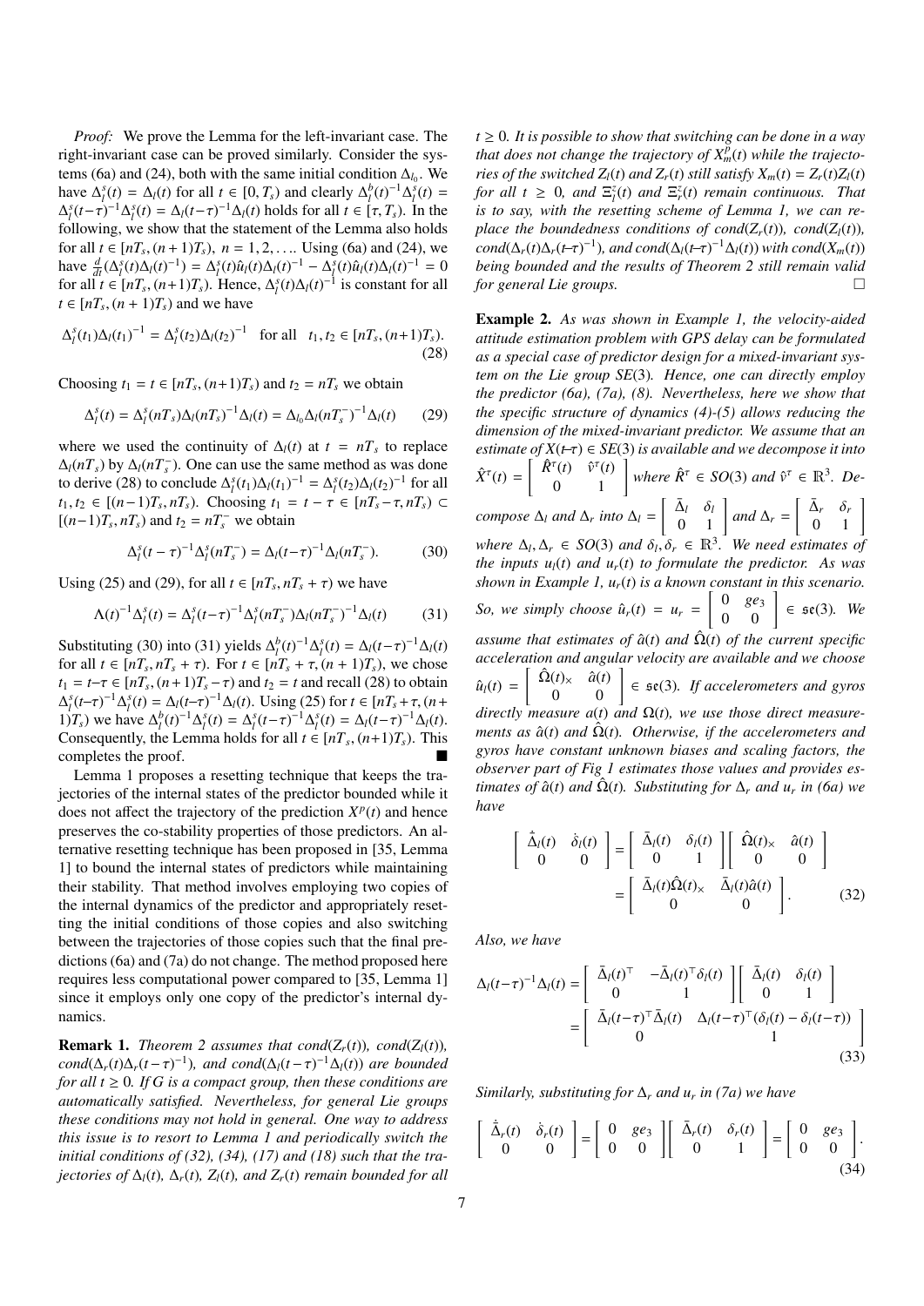*Proof:* We prove the Lemma for the left-invariant case. The right-invariant case can be proved similarly. Consider the systems (6a) and (24), both with the same initial condition $\Delta_{l_0}$. We have $\Delta_l^s(t) = \Delta_l(t)$ for all $t \in [0, T_s)$ and clearly $\Delta_l^b(t)^{-1}\Delta_l^s(t) = \Delta_l^s(t-\tau)^{-1}\Delta_l^s(t) = \Delta_l(t-\tau)^{-1}\Delta_l(t)$ holds for all $t \in [\tau, T_s)$. In the following, we show that the statement of the Lemma also holds for all $t \in [nT_s, (n+1)T_s)$, $n = 1, 2, \ldots$. Using (6a) and (24), we have $\frac{d}{dt}(\Delta_l^s(t)\Delta_l(t)^{-1}) = \Delta_l^s(t)\hat{u}_l(t)\Delta_l(t)^{-1} - \Delta_l^s(t)\hat{u}_l(t)\Delta_l(t)^{-1} = 0$ for all $t \in [nT_s, (n+1)T_s)$. Hence, $\Delta_l^s(t)\Delta_l(t)^{-1}$ is constant for all $t \in [nT_s, (n+1)T_s)$ and we have

$$\Delta_l^s(t_1)\Delta_l(t_1)^{-1} = \Delta_l^s(t_2)\Delta_l(t_2)^{-1} \quad \text{for all} \quad t_1, t_2 \in [nT_s, (n+1)T_s). \tag{28}$$

Choosing $t_1 = t \in [nT_s, (n+1)T_s)$ and $t_2 = nT_s$ we obtain

$$\Delta_l^s(t) = \Delta_l^s(nT_s)\Delta_l(nT_s)^{-1}\Delta_l(t) = \Delta_{l_0}\Delta_l(nT_s^-)^{-1}\Delta_l(t) \tag{29}$$

where we used the continuity of $\Delta_l(t)$ at $t = nT_s$ to replace $\Delta_l(nT_s)$ by $\Delta_l(nT_s^-)$. One can use the same method as was done to derive (28) to conclude $\Delta_l^s(t_1)\Delta_l(t_1)^{-1} = \Delta_l^s(t_2)\Delta_l(t_2)^{-1}$ for all $t_1, t_2 \in [(n-1)T_s, nT_s)$. Choosing $t_1 = t - \tau \in [nT_s - \tau, nT_s) \subset [(n-1)T_s, nT_s)$ and $t_2 = nT_s^-$ we obtain

$$\Delta_l^s(t-\tau)^{-1}\Delta_l^s(nT_s^-) = \Delta_l(t-\tau)^{-1}\Delta_l(nT_s^-). \tag{30}$$

Using (25) and (29), for all $t \in [nT_s, nT_s + \tau)$ we have

$$\Lambda(t)^{-1}\Delta_l^s(t) = \Delta_l^s(t-\tau)^{-1}\Delta_l^s(nT_s^-)\Delta_l(nT_s^-)^{-1}\Delta_l(t) \tag{31}$$

Substituting (30) into (31) yields $\Delta_l^b(t)^{-1}\Delta_l^s(t) = \Delta_l(t-\tau)^{-1}\Delta_l(t)$ for all $t \in [nT_s, nT_s + \tau)$. For $t \in [nT_s + \tau, (n+1)T_s)$, we chose $t_1 = t-\tau \in [nT_s, (n+1)T_s - \tau)$ and $t_2 = t$ and recall (28) to obtain $\Delta_l^s(t-\tau)^{-1}\Delta_l^s(t) = \Delta_l(t-\tau)^{-1}\Delta_l(t)$. Using (25) for $t \in [nT_s + \tau, (n+1)T_s)$ we have $\Delta_l^b(t)^{-1}\Delta_l^s(t) = \Delta_l^s(t-\tau)^{-1}\Delta_l^s(t) = \Delta_l(t-\tau)^{-1}\Delta_l(t)$. Consequently, the Lemma holds for all $t \in [nT_s, (n+1)T_s)$. This completes the proof. ■

Lemma 1 proposes a resetting technique that keeps the trajectories of the internal states of the predictor bounded while it does not affect the trajectory of the prediction $X^p(t)$ and hence preserves the co-stability properties of those predictors. An alternative resetting technique has been proposed in [35, Lemma 1] to bound the internal states of predictors while maintaining their stability. That method involves employing two copies of the internal dynamics of the predictor and appropriately resetting the initial conditions of those copies and also switching between the trajectories of those copies such that the final predictions (6a) and (7a) do not change. The method proposed here requires less computational power compared to [35, Lemma 1] since it employs only one copy of the predictor's internal dynamics.

**Remark 1.** *Theorem 2 assumes that $cond(Z_r(t))$, $cond(Z_l(t))$, $cond(\Delta_r(t)\Delta_r(t-\tau)^{-1})$, and $cond(\Delta_l(t-\tau)^{-1}\Delta_l(t))$ are bounded for all $t \geq 0$. If $G$ is a compact group, then these conditions are automatically satisfied. Nevertheless, for general Lie groups these conditions may not hold in general. One way to address this issue is to resort to Lemma 1 and periodically switch the initial conditions of (32), (34), (17) and (18) such that the trajectories of $\Delta_l(t)$, $\Delta_r(t)$, $Z_l(t)$, and $Z_r(t)$ remain bounded for all $t \geq 0$. It is possible to show that switching can be done in a way that does not change the trajectory of $X_m^p(t)$ while the trajectories of the switched $Z_l(t)$ and $Z_r(t)$ still satisfy $X_m(t) = Z_r(t)Z_l(t)$ for all $t \geq 0$, and $\Xi_l^z(t)$ and $\Xi_r^z(t)$ remain continuous. That is to say, with the resetting scheme of Lemma 1, we can replace the boundedness conditions of $cond(Z_r(t))$, $cond(Z_l(t))$, $cond(\Delta_r(t)\Delta_r(t-\tau)^{-1})$, and $cond(\Delta_l(t-\tau)^{-1}\Delta_l(t))$ with $cond(X_m(t))$ being bounded and the results of Theorem 2 still remain valid for general Lie groups.* □

**Example 2.** *As was shown in Example 1, the velocity-aided attitude estimation problem with GPS delay can be formulated as a special case of predictor design for a mixed-invariant system on the Lie group $SE(3)$. Hence, one can directly employ the predictor (6a), (7a), (8). Nevertheless, here we show that the specific structure of dynamics (4)-(5) allows reducing the dimension of the mixed-invariant predictor. We assume that an estimate of $X(t-\tau) \in SE(3)$ is available and we decompose it into $\hat{X}^\tau(t) = \begin{bmatrix} \hat{R}^\tau(t) & \hat{v}^\tau(t) \\ 0 & 1 \end{bmatrix}$ where $\hat{R}^\tau \in SO(3)$ and $\hat{v}^\tau \in \mathbb{R}^3$. Decompose $\Delta_l$ and $\Delta_r$ into $\Delta_l = \begin{bmatrix} \bar{\Delta}_l & \delta_l \\ 0 & 1 \end{bmatrix}$ and $\Delta_r = \begin{bmatrix} \bar{\Delta}_r & \delta_r \\ 0 & 1 \end{bmatrix}$ where $\Delta_l, \Delta_r \in SO(3)$ and $\delta_l, \delta_r \in \mathbb{R}^3$. We need estimates of the inputs $u_l(t)$ and $u_r(t)$ to formulate the predictor. As was shown in Example 1, $u_r(t)$ is a known constant in this scenario. So, we simply choose $\hat{u}_r(t) = u_r = \begin{bmatrix} 0 & ge_3 \\ 0 & 0 \end{bmatrix} \in \mathfrak{se}(3)$. We assume that estimates of $\hat{a}(t)$ and $\hat{\Omega}(t)$ of the current specific acceleration and angular velocity are available and we choose $\hat{u}_l(t) = \begin{bmatrix} \hat{\Omega}(t)_\times & \hat{a}(t) \\ 0 & 0 \end{bmatrix} \in \mathfrak{se}(3)$. If accelerometers and gyros directly measure $a(t)$ and $\Omega(t)$, we use those direct measurements as $\hat{a}(t)$ and $\hat{\Omega}(t)$. Otherwise, if the accelerometers and gyros have constant unknown biases and scaling factors, the observer part of Fig 1 estimates those values and provides estimates of $\hat{a}(t)$ and $\hat{\Omega}(t)$. Substituting for $\Delta_r$ and $u_r$ in (6a) we have*

$$\begin{bmatrix} \dot{\bar{\Delta}}_l(t) & \dot{\delta}_l(t) \\ 0 & 0 \end{bmatrix} = \begin{bmatrix} \bar{\Delta}_l(t) & \delta_l(t) \\ 0 & 1 \end{bmatrix} \begin{bmatrix} \hat{\Omega}(t)_\times & \hat{a}(t) \\ 0 & 0 \end{bmatrix} = \begin{bmatrix} \bar{\Delta}_l(t)\hat{\Omega}(t)_\times & \bar{\Delta}_l(t)\hat{a}(t) \\ 0 & 0 \end{bmatrix}. \tag{32}$$

*Also, we have*

$$\Delta_l(t-\tau)^{-1}\Delta_l(t) = \begin{bmatrix} \bar{\Delta}_l(t)^\top & -\bar{\Delta}_l(t)^\top\delta_l(t) \\ 0 & 1 \end{bmatrix} \begin{bmatrix} \bar{\Delta}_l(t) & \delta_l(t) \\ 0 & 1 \end{bmatrix} = \begin{bmatrix} \bar{\Delta}_l(t-\tau)^\top\bar{\Delta}_l(t) & \Delta_l(t-\tau)^\top(\delta_l(t) - \delta_l(t-\tau)) \\ 0 & 1 \end{bmatrix} \tag{33}$$

*Similarly, substituting for $\Delta_r$ and $u_r$ in (7a) we have*

$$\begin{bmatrix} \dot{\bar{\Delta}}_r(t) & \dot{\delta}_r(t) \\ 0 & 0 \end{bmatrix} = \begin{bmatrix} 0 & ge_3 \\ 0 & 0 \end{bmatrix} \begin{bmatrix} \bar{\Delta}_r(t) & \delta_r(t) \\ 0 & 1 \end{bmatrix} = \begin{bmatrix} 0 & ge_3 \\ 0 & 0 \end{bmatrix}. \tag{34}$$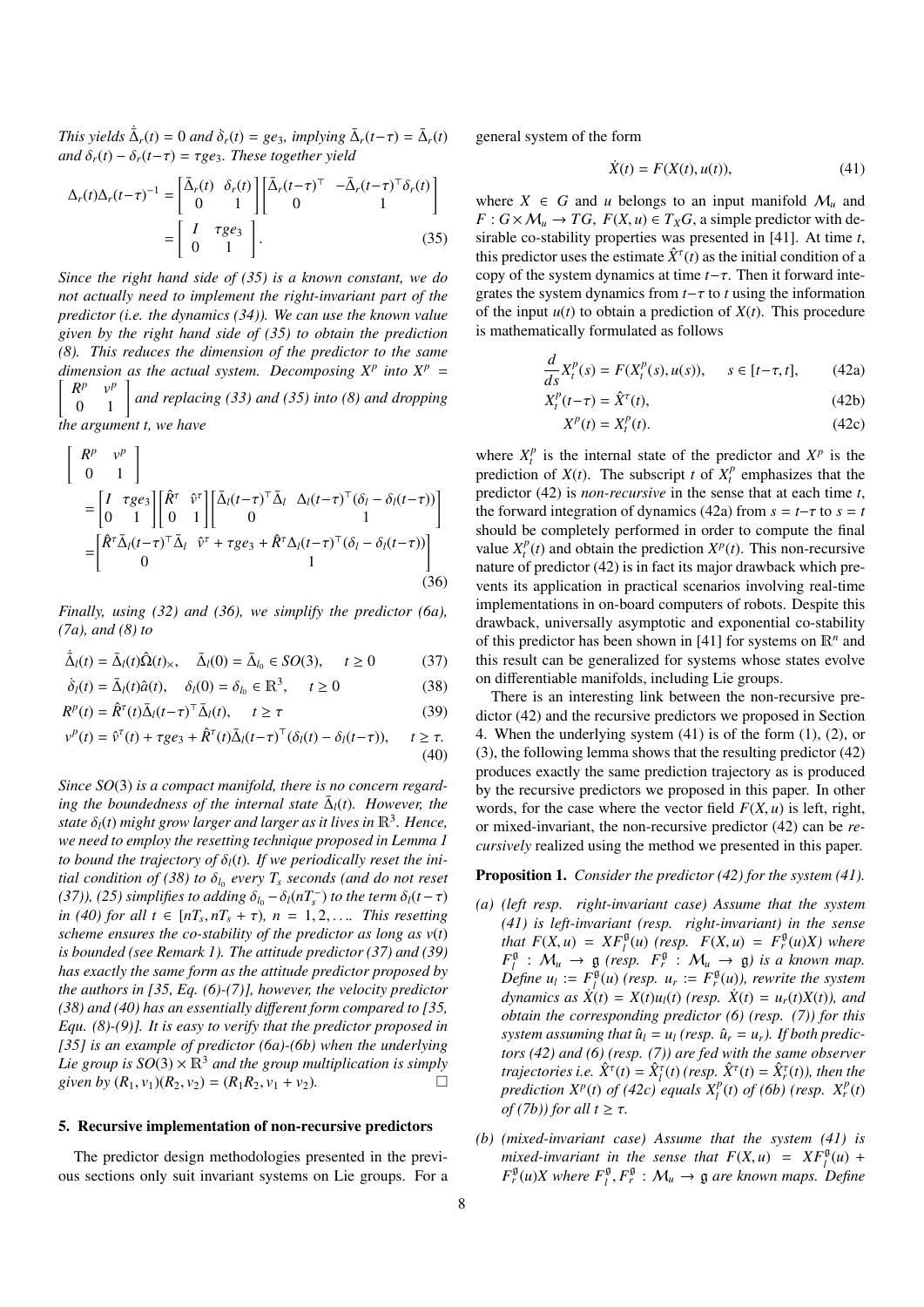*This yields $\dot{\bar{\Delta}}_r(t) = 0$ and $\dot{\delta}_r(t) = ge_3$, implying $\bar{\Delta}_r(t-\tau) = \bar{\Delta}_r(t)$ and $\delta_r(t) - \delta_r(t-\tau) = \tau ge_3$. These together yield*

$$\Delta_r(t)\Delta_r(t-\tau)^{-1} = \begin{bmatrix} \bar{\Delta}_r(t) & \delta_r(t) \\ 0 & 1 \end{bmatrix} \begin{bmatrix} \bar{\Delta}_r(t-\tau)^\top & -\bar{\Delta}_r(t-\tau)^\top \delta_r(t) \\ 0 & 1 \end{bmatrix} = \begin{bmatrix} I & \tau ge_3 \\ 0 & 1 \end{bmatrix}. \tag{35}$$

*Since the right hand side of (35) is a known constant, we do not actually need to implement the right-invariant part of the predictor (i.e. the dynamics (34)). We can use the known value given by the right hand side of (35) to obtain the prediction (8). This reduces the dimension of the predictor to the same dimension as the actual system. Decomposing $X^p$ into $X^p = \begin{bmatrix} R^p & v^p \\ 0 & 1 \end{bmatrix}$ and replacing (33) and (35) into (8) and dropping the argument $t$, we have*

$$\begin{aligned} \begin{bmatrix} R^p & v^p \\ 0 & 1 \end{bmatrix} &= \begin{bmatrix} I & \tau ge_3 \\ 0 & 1 \end{bmatrix} \begin{bmatrix} \hat{R}^\tau & \hat{v}^\tau \\ 0 & 1 \end{bmatrix} \begin{bmatrix} \bar{\Delta}_l(t-\tau)^\top \bar{\Delta}_l & \Delta_l(t-\tau)^\top (\delta_l - \delta_l(t-\tau)) \\ 0 & 1 \end{bmatrix} \\ &= \begin{bmatrix} \hat{R}^\tau \bar{\Delta}_l(t-\tau)^\top \bar{\Delta}_l & \hat{v}^\tau + \tau ge_3 + \hat{R}^\tau \Delta_l(t-\tau)^\top (\delta_l - \delta_l(t-\tau)) \\ 0 & 1 \end{bmatrix} \end{aligned} \tag{36}$$

*Finally, using (32) and (36), we simplify the predictor (6a), (7a), and (8) to*

$$\dot{\bar{\Delta}}_l(t) = \bar{\Delta}_l(t)\hat{\Omega}(t)_\times, \quad \bar{\Delta}_l(0) = \bar{\Delta}_{l_0} \in SO(3), \quad t \geq 0 \tag{37}$$

$$\dot{\delta}_l(t) = \bar{\Delta}_l(t)\hat{a}(t), \quad \delta_l(0) = \delta_{l_0} \in \mathbb{R}^3, \quad t \geq 0 \tag{38}$$

$$R^p(t) = \hat{R}^\tau(t)\bar{\Delta}_l(t-\tau)^\top \bar{\Delta}_l(t), \quad t \geq \tau \tag{39}$$

$$v^p(t) = \hat{v}^\tau(t) + \tau ge_3 + \hat{R}^\tau(t)\bar{\Delta}_l(t-\tau)^\top (\delta_l(t) - \delta_l(t-\tau)), \quad t \geq \tau. \tag{40}$$

*Since $SO(3)$ is a compact manifold, there is no concern regarding the boundedness of the internal state $\bar{\Delta}_l(t)$. However, the state $\delta_l(t)$ might grow larger and larger as it lives in $\mathbb{R}^3$. Hence, we need to employ the resetting technique proposed in Lemma 1 to bound the trajectory of $\delta_l(t)$. If we periodically reset the initial condition of (38) to $\delta_{l_0}$ every $T_s$ seconds (and do not reset (37)), (25) simplifies to adding $\delta_{l_0} - \delta_l(nT_s^-)$ to the term $\delta_l(t-\tau)$ in (40) for all $t \in [nT_s, nT_s + \tau)$, $n = 1, 2, \ldots$. This resetting scheme ensures the co-stability of the predictor as long as $v(t)$ is bounded (see Remark 1). The attitude predictor (37) and (39) has exactly the same form as the attitude predictor proposed by the authors in [35, Eq. (6)-(7)], however, the velocity predictor (38) and (40) has an essentially different form compared to [35, Equ. (8)-(9)]. It is easy to verify that the predictor proposed in [35] is an example of predictor (6a)-(6b) when the underlying Lie group is $SO(3) \times \mathbb{R}^3$ and the group multiplication is simply given by $(R_1, v_1)(R_2, v_2) = (R_1 R_2, v_1 + v_2)$.* □

## 5. Recursive implementation of non-recursive predictors

The predictor design methodologies presented in the previous sections only suit invariant systems on Lie groups. For a general system of the form

$$\dot{X}(t) = F(X(t), u(t)), \tag{41}$$

where $X \in G$ and $u$ belongs to an input manifold $\mathcal{M}_u$ and $F : G \times \mathcal{M}_u \to TG$, $F(X, u) \in T_X G$, a simple predictor with desirable co-stability properties was presented in [41]. At time $t$, this predictor uses the estimate $\hat{X}^\tau(t)$ as the initial condition of a copy of the system dynamics at time $t-\tau$. Then it forward integrates the system dynamics from $t-\tau$ to $t$ using the information of the input $u(t)$ to obtain a prediction of $X(t)$. This procedure is mathematically formulated as follows

$$\frac{d}{ds} X_t^p(s) = F(X_t^p(s), u(s)), \quad s \in [t-\tau, t], \tag{42a}$$

$$X_t^p(t-\tau) = \hat{X}^\tau(t), \tag{42b}$$

$$X^p(t) = X_t^p(t). \tag{42c}$$

where $X_t^p$ is the internal state of the predictor and $X^p$ is the prediction of $X(t)$. The subscript $t$ of $X_t^p$ emphasizes that the predictor (42) is *non-recursive* in the sense that at each time $t$, the forward integration of dynamics (42a) from $s = t-\tau$ to $s = t$ should be completely performed in order to compute the final value $X_t^p(t)$ and obtain the prediction $X^p(t)$. This non-recursive nature of predictor (42) is in fact its major drawback which prevents its application in practical scenarios involving real-time implementations in on-board computers of robots. Despite this drawback, universally asymptotic and exponential co-stability of this predictor has been shown in [41] for systems on $\mathbb{R}^n$ and this result can be generalized for systems whose states evolve on differentiable manifolds, including Lie groups.

There is an interesting link between the non-recursive predictor (42) and the recursive predictors we proposed in Section 4. When the underlying system (41) is of the form (1), (2), or (3), the following lemma shows that the resulting predictor (42) produces exactly the same prediction trajectory as is produced by the recursive predictors we proposed in this paper. In other words, for the case where the vector field $F(X, u)$ is left, right, or mixed-invariant, the non-recursive predictor (42) can be *recursively* realized using the method we presented in this paper.

**Proposition 1.** *Consider the predictor (42) for the system (41).*

*(a) (left resp. right-invariant case) Assume that the system (41) is left-invariant (resp. right-invariant) in the sense that $F(X, u) = XF_l^{\mathfrak{g}}(u)$ (resp. $F(X, u) = F_r^{\mathfrak{g}}(u)X$) where $F_l^{\mathfrak{g}} : \mathcal{M}_u \to \mathfrak{g}$ (resp. $F_r^{\mathfrak{g}} : \mathcal{M}_u \to \mathfrak{g}$) is a known map. Define $u_l := F_l^{\mathfrak{g}}(u)$ (resp. $u_r := F_r^{\mathfrak{g}}(u)$), rewrite the system dynamics as $\dot{X}(t) = X(t)u_l(t)$ (resp. $\dot{X}(t) = u_r(t)X(t)$), and obtain the corresponding predictor (6) (resp. (7)) for this system assuming that $\hat{u}_l = u_l$ (resp. $\hat{u}_r = u_r$). If both predictors (42) and (6) (resp. (7)) are fed with the same observer trajectories i.e. $\hat{X}^\tau(t) = \hat{X}_l^\tau(t)$ (resp. $\hat{X}^\tau(t) = \hat{X}_r^\tau(t)$), then the prediction $X^p(t)$ of (42c) equals $X_l^p(t)$ of (6b) (resp. $X_r^p(t)$ of (7b)) for all $t \geq \tau$.*

*(b) (mixed-invariant case) Assume that the system (41) is mixed-invariant in the sense that $F(X, u) = XF_l^{\mathfrak{g}}(u) + F_r^{\mathfrak{g}}(u)X$ where $F_l^{\mathfrak{g}}, F_r^{\mathfrak{g}} : \mathcal{M}_u \to \mathfrak{g}$ are known maps. Define*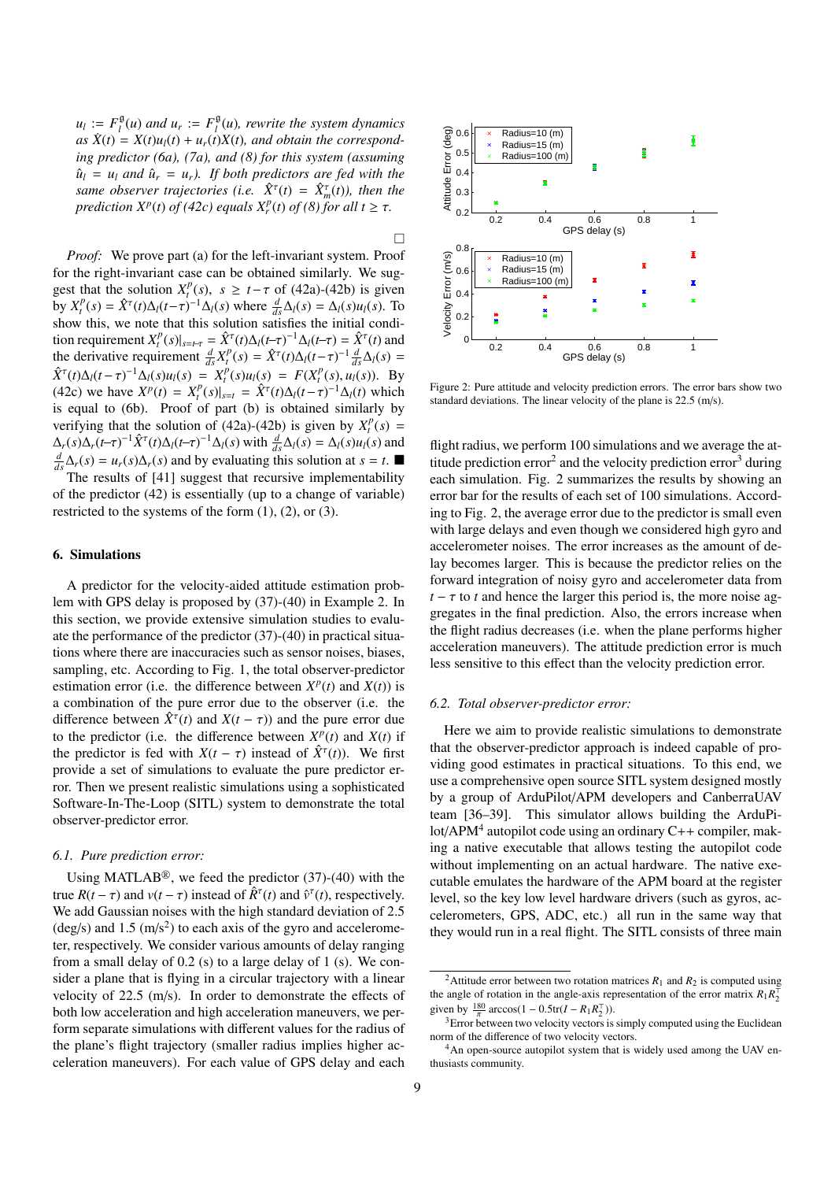*$u_l := F_l^{\mathfrak{g}}(u)$ and $u_r := F_l^{\mathfrak{g}}(u)$, rewrite the system dynamics as $\dot{X}(t) = X(t)u_l(t) + u_r(t)X(t)$, and obtain the corresponding predictor (6a), (7a), and (8) for this system (assuming $\hat{u}_l = u_l$ and $\hat{u}_r = u_r$). If both predictors are fed with the same observer trajectories (i.e. $\hat{X}^\tau(t) = \hat{X}_m^\tau(t)$), then the prediction $X^p(t)$ of (42c) equals $X_r^p(t)$ of (8) for all $t \geq \tau$.*

□

*Proof:* We prove part (a) for the left-invariant system. Proof for the right-invariant case can be obtained similarly. We suggest that the solution $X_t^p(s)$, $s \geq t-\tau$ of (42a)-(42b) is given by $X_t^p(s) = \hat{X}^\tau(t)\Delta_l(t-\tau)^{-1}\Delta_l(s)$ where $\frac{d}{ds}\Delta_l(s) = \Delta_l(s)u_l(s)$. To show this, we note that this solution satisfies the initial condition requirement $X_t^p(s)|_{s=t-\tau} = \hat{X}^\tau(t)\Delta_l(t-\tau)^{-1}\Delta_l(t-\tau) = \hat{X}^\tau(t)$ and the derivative requirement $\frac{d}{ds}X_t^p(s) = \hat{X}^\tau(t)\Delta_l(t-\tau)^{-1}\frac{d}{ds}\Delta_l(s) = \hat{X}^\tau(t)\Delta_l(t-\tau)^{-1}\Delta_l(s)u_l(s) = X_t^p(s)u_l(s) = F(X_t^p(s), u_l(s))$. By (42c) we have $X^p(t) = X_t^p(s)|_{s=t} = \hat{X}^\tau(t)\Delta_l(t-\tau)^{-1}\Delta_l(t)$ which is equal to (6b). Proof of part (b) is obtained similarly by verifying that the solution of (42a)-(42b) is given by $X_t^p(s) = \Delta_r(s)\Delta_r(t-\tau)^{-1}\hat{X}^\tau(t)\Delta_l(t-\tau)^{-1}\Delta_l(s)$ with $\frac{d}{ds}\Delta_l(s) = \Delta_l(s)u_l(s)$ and $\frac{d}{ds}\Delta_r(s) = u_r(s)\Delta_r(s)$ and by evaluating this solution at $s = t$. ■

The results of [41] suggest that recursive implementability of the predictor (42) is essentially (up to a change of variable) restricted to the systems of the form (1), (2), or (3).

## 6. Simulations

A predictor for the velocity-aided attitude estimation problem with GPS delay is proposed by (37)-(40) in Example 2. In this section, we provide extensive simulation studies to evaluate the performance of the predictor (37)-(40) in practical situations where there are inaccuracies such as sensor noises, biases, sampling, etc. According to Fig. 1, the total observer-predictor estimation error (i.e. the difference between $X^p(t)$ and $X(t)$) is a combination of the pure error due to the observer (i.e. the difference between $\hat{X}^\tau(t)$ and $X(t-\tau)$) and the pure error due to the predictor (i.e. the difference between $X^p(t)$ and $X(t)$ if the predictor is fed with $X(t-\tau)$ instead of $\hat{X}^\tau(t)$). We first provide a set of simulations to evaluate the pure predictor error. Then we present realistic simulations using a sophisticated Software-In-The-Loop (SITL) system to demonstrate the total observer-predictor error.

### 6.1. Pure prediction error:

Using MATLAB®, we feed the predictor (37)-(40) with the true $R(t-\tau)$ and $v(t-\tau)$ instead of $\hat{R}^\tau(t)$ and $\hat{v}^\tau(t)$, respectively. We add Gaussian noises with the high standard deviation of 2.5 (deg/s) and 1.5 (m/s$^2$) to each axis of the gyro and accelerometer, respectively. We consider various amounts of delay ranging from a small delay of 0.2 (s) to a large delay of 1 (s). We consider a plane that is flying in a circular trajectory with a linear velocity of 22.5 (m/s). In order to demonstrate the effects of both low acceleration and high acceleration maneuvers, we perform separate simulations with different values for the radius of the plane's flight trajectory (smaller radius implies higher acceleration maneuvers). For each value of GPS delay and each flight radius, we perform 100 simulations and we average the attitude prediction error[2] and the velocity prediction error[3] during each simulation. Fig. 2 summarizes the results by showing an error bar for the results of each set of 100 simulations. According to Fig. 2, the average error due to the predictor is small even with large delays and even though we considered high gyro and accelerometer noises. The error increases as the amount of delay becomes larger. This is because the predictor relies on the forward integration of noisy gyro and accelerometer data from $t-\tau$ to $t$ and hence the larger this period is, the more noise aggregates in the final prediction. Also, the errors increase when the flight radius decreases (i.e. when the plane performs higher acceleration maneuvers). The attitude prediction error is much less sensitive to this effect than the velocity prediction error.

Figure 2: Pure attitude and velocity prediction errors. The error bars show two standard deviations. The linear velocity of the plane is 22.5 (m/s).

### 6.2. Total observer-predictor error:

Here we aim to provide realistic simulations to demonstrate that the observer-predictor approach is indeed capable of providing good estimates in practical situations. To this end, we use a comprehensive open source SITL system designed mostly by a group of ArduPilot/APM developers and CanberraUAV team [36–39]. This simulator allows building the ArduPilot/APM[4] autopilot code using an ordinary C++ compiler, making a native executable that allows testing the autopilot code without implementing on an actual hardware. The native executable emulates the hardware of the APM board at the register level, so the key low level hardware drivers (such as gyros, accelerometers, GPS, ADC, etc.) all run in the same way that they would run in a real flight. The SITL consists of three main

[2] Attitude error between two rotation matrices $R_1$ and $R_2$ is computed using the angle of rotation in the angle-axis representation of the error matrix $R_1R_2^\top$ given by $\frac{180}{\pi}\arccos(1-0.5\text{tr}(I-R_1R_2^\top))$.

[3] Error between two velocity vectors is simply computed using the Euclidean norm of the difference of two velocity vectors.

[4] An open-source autopilot system that is widely used among the UAV enthusiasts community.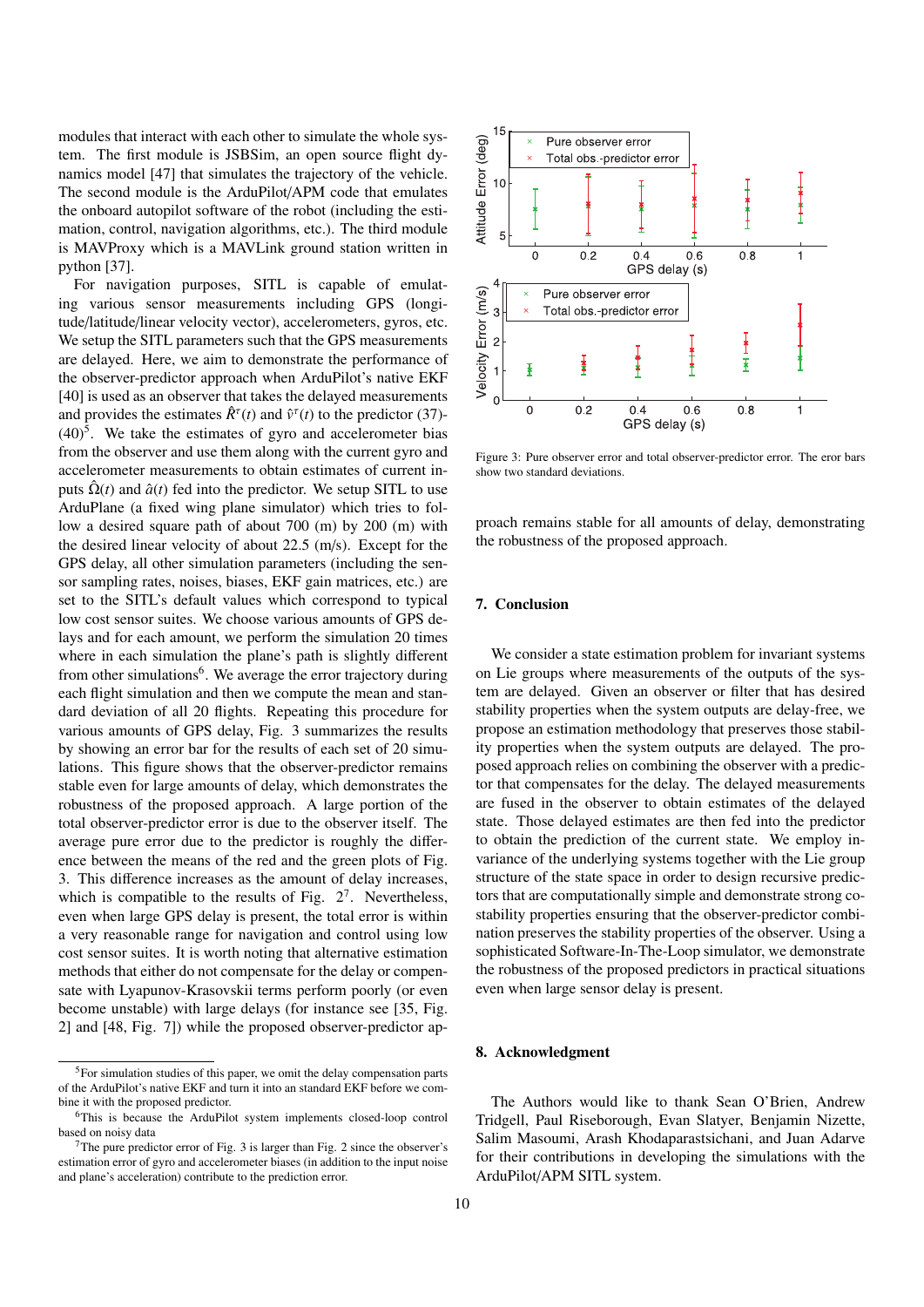modules that interact with each other to simulate the whole system. The first module is JSBSim, an open source flight dynamics model [47] that simulates the trajectory of the vehicle. The second module is the ArduPilot/APM code that emulates the onboard autopilot software of the robot (including the estimation, control, navigation algorithms, etc.). The third module is MAVProxy which is a MAVLink ground station written in python [37].

For navigation purposes, SITL is capable of emulating various sensor measurements including GPS (longitude/latitude/linear velocity vector), accelerometers, gyros, etc. We setup the SITL parameters such that the GPS measurements are delayed. Here, we aim to demonstrate the performance of the observer-predictor approach when ArduPilot's native EKF [40] is used as an observer that takes the delayed measurements and provides the estimates $\hat{R}^{\tau}(t)$ and $\hat{v}^{\tau}(t)$ to the predictor (37)-(40)[5]. We take the estimates of gyro and accelerometer bias from the observer and use them along with the current gyro and accelerometer measurements to obtain estimates of current inputs $\hat{\Omega}(t)$ and $\hat{a}(t)$ fed into the predictor. We setup SITL to use ArduPlane (a fixed wing plane simulator) which tries to follow a desired square path of about 700 (m) by 200 (m) with the desired linear velocity of about 22.5 (m/s). Except for the GPS delay, all other simulation parameters (including the sensor sampling rates, noises, biases, EKF gain matrices, etc.) are set to the SITL's default values which correspond to typical low cost sensor suites. We choose various amounts of GPS delays and for each amount, we perform the simulation 20 times where in each simulation the plane's path is slightly different from other simulations[6]. We average the error trajectory during each flight simulation and then we compute the mean and standard deviation of all 20 flights. Repeating this procedure for various amounts of GPS delay, Fig. 3 summarizes the results by showing an error bar for the results of each set of 20 simulations. This figure shows that the observer-predictor remains stable even for large amounts of delay, which demonstrates the robustness of the proposed approach. A large portion of the total observer-predictor error is due to the observer itself. The average pure error due to the predictor is roughly the difference between the means of the red and the green plots of Fig. 3. This difference increases as the amount of delay increases, which is compatible to the results of Fig. 2[7]. Nevertheless, even when large GPS delay is present, the total error is within a very reasonable range for navigation and control using low cost sensor suites. It is worth noting that alternative estimation methods that either do not compensate for the delay or compensate with Lyapunov-Krasovskii terms perform poorly (or even become unstable) with large delays (for instance see [35, Fig. 2] and [48, Fig. 7]) while the proposed observer-predictor approach remains stable for all amounts of delay, demonstrating the robustness of the proposed approach.

Figure 3: Pure observer error and total observer-predictor error. The eror bars show two standard deviations.

## 7. Conclusion

We consider a state estimation problem for invariant systems on Lie groups where measurements of the outputs of the system are delayed. Given an observer or filter that has desired stability properties when the system outputs are delay-free, we propose an estimation methodology that preserves those stability properties when the system outputs are delayed. The proposed approach relies on combining the observer with a predictor that compensates for the delay. The delayed measurements are fused in the observer to obtain estimates of the delayed state. Those delayed estimates are then fed into the predictor to obtain the prediction of the current state. We employ invariance of the underlying systems together with the Lie group structure of the state space in order to design recursive predictors that are computationally simple and demonstrate strong co-stability properties ensuring that the observer-predictor combination preserves the stability properties of the observer. Using a sophisticated Software-In-The-Loop simulator, we demonstrate the robustness of the proposed predictors in practical situations even when large sensor delay is present.

## 8. Acknowledgment

The Authors would like to thank Sean O'Brien, Andrew Tridgell, Paul Riseborough, Evan Slatyer, Benjamin Nizette, Salim Masoumi, Arash Khodaparastsichani, and Juan Adarve for their contributions in developing the simulations with the ArduPilot/APM SITL system.

---

[5] For simulation studies of this paper, we omit the delay compensation parts of the ArduPilot's native EKF and turn it into an standard EKF before we combine it with the proposed predictor.

[6] This is because the ArduPilot system implements closed-loop control based on noisy data

[7] The pure predictor error of Fig. 3 is larger than Fig. 2 since the observer's estimation error of gyro and accelerometer biases (in addition to the input noise and plane's acceleration) contribute to the prediction error.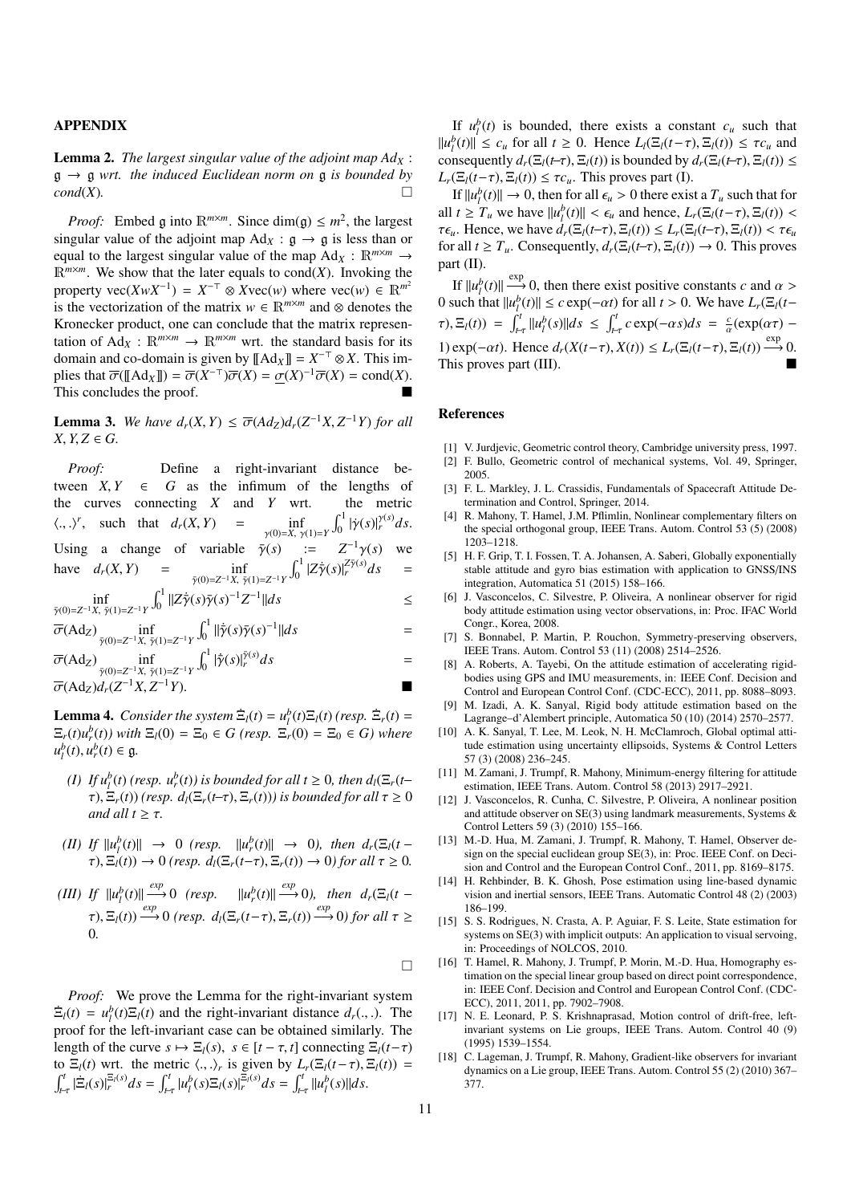## APPENDIX

**Lemma 2.** *The largest singular value of the adjoint map $Ad_X : \mathfrak{g} \to \mathfrak{g}$ wrt. the induced Euclidean norm on $\mathfrak{g}$ is bounded by $cond(X)$.* □

*Proof:* Embed $\mathfrak{g}$ into $\mathbb{R}^{m\times m}$. Since $\dim(\mathfrak{g}) \le m^2$, the largest singular value of the adjoint map $\mathrm{Ad}_X : \mathfrak{g} \to \mathfrak{g}$ is less than or equal to the largest singular value of the map $\mathrm{Ad}_X : \mathbb{R}^{m\times m} \to \mathbb{R}^{m\times m}$. We show that the later equals to $\mathrm{cond}(X)$. Invoking the property $\mathrm{vec}(XwX^{-1}) = X^{-\top} \otimes X\mathrm{vec}(w)$ where $\mathrm{vec}(w) \in \mathbb{R}^{m^2}$ is the vectorization of the matrix $w \in \mathbb{R}^{m\times m}$ and $\otimes$ denotes the Kronecker product, one can conclude that the matrix representation of $\mathrm{Ad}_X : \mathbb{R}^{m\times m} \to \mathbb{R}^{m\times m}$ wrt. the standard basis for its domain and co-domain is given by $[\![\mathrm{Ad}_X]\!] = X^{-\top} \otimes X$. This implies that $\overline{\sigma}([\![\mathrm{Ad}_X]\!]) = \overline{\sigma}(X^{-\top})\overline{\sigma}(X) = \underline{\sigma}(X)^{-1}\overline{\sigma}(X) = \mathrm{cond}(X)$. This concludes the proof. ■

**Lemma 3.** *We have $d_r(X,Y) \le \overline{\sigma}(Ad_Z)d_r(Z^{-1}X, Z^{-1}Y)$ for all $X, Y, Z \in G$.*

*Proof:* Define a right-invariant distance between $X, Y \in G$ as the infimum of the lengths of the curves connecting $X$ and $Y$ wrt. the metric $\langle .,. \rangle^r$, such that $d_r(X,Y) = \inf_{\gamma(0)=X,\ \gamma(1)=Y} \int_0^1 |\dot{\gamma}(s)|_r^{\gamma(s)} ds$. Using a change of variable $\bar{\gamma}(s) := Z^{-1}\gamma(s)$ we have

$$
\begin{aligned}
d_r(X,Y) &= \inf_{\bar{\gamma}(0)=Z^{-1}X,\ \bar{\gamma}(1)=Z^{-1}Y} \int_0^1 |Z\dot{\bar{\gamma}}(s)|_r^{Z\bar{\gamma}(s)} ds \\
&= \inf_{\bar{\gamma}(0)=Z^{-1}X,\ \bar{\gamma}(1)=Z^{-1}Y} \int_0^1 \|Z\dot{\bar{\gamma}}(s)\bar{\gamma}(s)^{-1}Z^{-1}\| ds \\
&\le \overline{\sigma}(\mathrm{Ad}_Z) \inf_{\bar{\gamma}(0)=Z^{-1}X,\ \bar{\gamma}(1)=Z^{-1}Y} \int_0^1 \|\dot{\bar{\gamma}}(s)\bar{\gamma}(s)^{-1}\| ds \\
&= \overline{\sigma}(\mathrm{Ad}_Z) \inf_{\bar{\gamma}(0)=Z^{-1}X,\ \bar{\gamma}(1)=Z^{-1}Y} \int_0^1 |\dot{\bar{\gamma}}(s)|_r^{\bar{\gamma}(s)} ds \\
&= \overline{\sigma}(\mathrm{Ad}_Z) d_r(Z^{-1}X, Z^{-1}Y).
\end{aligned}
$$
■

**Lemma 4.** *Consider the system $\dot{\Xi}_l(t) = u_l^b(t)\Xi_l(t)$ (resp. $\dot{\Xi}_r(t) = \Xi_r(t)u_r^b(t)$) with $\Xi_l(0) = \Xi_0 \in G$ (resp. $\Xi_r(0) = \Xi_0 \in G$) where $u_l^b(t), u_r^b(t) \in \mathfrak{g}$.*

*(I) If $u_l^b(t)$ (resp. $u_r^b(t)$) is bounded for all $t \ge 0$, then $d_l(\Xi_r(t-\tau), \Xi_r(t))$ (resp. $d_l(\Xi_r(t-\tau), \Xi_r(t))$) is bounded for all $\tau \ge 0$ and all $t \ge \tau$.*

*(II) If $\|u_l^b(t)\| \to 0$ (resp. $\|u_r^b(t)\| \to 0$), then $d_r(\Xi_l(t-\tau), \Xi_l(t)) \to 0$ (resp. $d_l(\Xi_r(t-\tau), \Xi_r(t)) \to 0$) for all $\tau \ge 0$.*

*(III) If $\|u_l^b(t)\| \xrightarrow{exp} 0$ (resp. $\|u_r^b(t)\| \xrightarrow{exp} 0$), then $d_r(\Xi_l(t-\tau), \Xi_l(t)) \xrightarrow{exp} 0$ (resp. $d_l(\Xi_r(t-\tau), \Xi_r(t)) \xrightarrow{exp} 0$) for all $\tau \ge 0$.*

□

*Proof:* We prove the Lemma for the right-invariant system $\dot{\Xi}_l(t) = u_l^b(t)\Xi_l(t)$ and the right-invariant distance $d_r(.,.)$. The proof for the left-invariant case can be obtained similarly. The length of the curve $s \mapsto \Xi_l(s)$, $s \in [t-\tau, t]$ connecting $\Xi_l(t-\tau)$ to $\Xi_l(t)$ wrt. the metric $\langle .,. \rangle_r$ is given by $L_r(\Xi_l(t-\tau), \Xi_l(t)) = \int_{t-\tau}^t |\dot{\Xi}_l(s)|_r^{\Xi_l(s)} ds = \int_{t-\tau}^t |u_l^b(s)\Xi_l(s)|_r^{\Xi_l(s)} ds = \int_{t-\tau}^t \|u_l^b(s)\| ds$.

If $u_l^b(t)$ is bounded, there exists a constant $c_u$ such that $\|u_l^b(t)\| \le c_u$ for all $t \ge 0$. Hence $L_l(\Xi_l(t-\tau), \Xi_l(t)) \le \tau c_u$ and consequently $d_r(\Xi_l(t-\tau), \Xi_l(t))$ is bounded by $d_r(\Xi_l(t-\tau), \Xi_l(t)) \le L_r(\Xi_l(t-\tau), \Xi_l(t)) \le \tau c_u$. This proves part (I).

If $\|u_l^b(t)\| \to 0$, then for all $\epsilon_u > 0$ there exist a $T_u$ such that for all $t \ge T_u$ we have $\|u_l^b(t)\| < \epsilon_u$ and hence, $L_r(\Xi_l(t-\tau), \Xi_l(t)) < \tau\epsilon_u$. Hence, we have $d_r(\Xi_l(t-\tau), \Xi_l(t)) \le L_r(\Xi_l(t-\tau), \Xi_l(t)) < \tau\epsilon_u$ for all $t \ge T_u$. Consequently, $d_r(\Xi_l(t-\tau), \Xi_l(t)) \to 0$. This proves part (II).

If $\|u_l^b(t)\| \xrightarrow{exp} 0$, then there exist positive constants $c$ and $\alpha > 0$ such that $\|u_l^b(t)\| \le c\exp(-\alpha t)$ for all $t > 0$. We have $L_r(\Xi_l(t-\tau), \Xi_l(t)) = \int_{t-\tau}^t \|u_l^b(s)\| ds \le \int_{t-\tau}^t c\exp(-\alpha s) ds = \frac{c}{\alpha}(\exp(\alpha\tau) - 1)\exp(-\alpha t)$. Hence $d_r(X(t-\tau), X(t)) \le L_r(\Xi_l(t-\tau), \Xi_l(t)) \xrightarrow{exp} 0$. This proves part (III). ■

## References

[1] V. Jurdjevic, Geometric control theory, Cambridge university press, 1997.

[2] F. Bullo, Geometric control of mechanical systems, Vol. 49, Springer, 2005.

[3] F. L. Markley, J. L. Crassidis, Fundamentals of Spacecraft Attitude Determination and Control, Springer, 2014.

[4] R. Mahony, T. Hamel, J.M. Pflimlin, Nonlinear complementary filters on the special orthogonal group, IEEE Trans. Autom. Control 53 (5) (2008) 1203–1218.

[5] H. F. Grip, T. I. Fossen, T. A. Johansen, A. Saberi, Globally exponentially stable attitude and gyro bias estimation with application to GNSS/INS integration, Automatica 51 (2015) 158–166.

[6] J. Vasconcelos, C. Silvestre, P. Oliveira, A nonlinear observer for rigid body attitude estimation using vector observations, in: Proc. IFAC World Congr., Korea, 2008.

[7] S. Bonnabel, P. Martin, P. Rouchon, Symmetry-preserving observers, IEEE Trans. Autom. Control 53 (11) (2008) 2514–2526.

[8] A. Roberts, A. Tayebi, On the attitude estimation of accelerating rigid-bodies using GPS and IMU measurements, in: IEEE Conf. Decision and Control and European Control Conf. (CDC-ECC), 2011, pp. 8088–8093.

[9] M. Izadi, A. K. Sanyal, Rigid body attitude estimation based on the Lagrange–d'Alembert principle, Automatica 50 (10) (2014) 2570–2577.

[10] A. K. Sanyal, T. Lee, M. Leok, N. H. McClamroch, Global optimal attitude estimation using uncertainty ellipsoids, Systems & Control Letters 57 (3) (2008) 236–245.

[11] M. Zamani, J. Trumpf, R. Mahony, Minimum-energy filtering for attitude estimation, IEEE Trans. Autom. Control 58 (2013) 2917–2921.

[12] J. Vasconcelos, R. Cunha, C. Silvestre, P. Oliveira, A nonlinear position and attitude observer on SE(3) using landmark measurements, Systems & Control Letters 59 (3) (2010) 155–166.

[13] M.-D. Hua, M. Zamani, J. Trumpf, R. Mahony, T. Hamel, Observer design on the special euclidean group SE(3), in: Proc. IEEE Conf. on Decision and Control and the European Control Conf., 2011, pp. 8169–8175.

[14] H. Rehbinder, B. K. Ghosh, Pose estimation using line-based dynamic vision and inertial sensors, IEEE Trans. Automatic Control 48 (2) (2003) 186–199.

[15] S. S. Rodrigues, N. Crasta, A. P. Aguiar, F. S. Leite, State estimation for systems on SE(3) with implicit outputs: An application to visual servoing, in: Proceedings of NOLCOS, 2010.

[16] T. Hamel, R. Mahony, J. Trumpf, P. Morin, M.-D. Hua, Homography estimation on the special linear group based on direct point correspondence, in: IEEE Conf. Decision and Control and European Control Conf. (CDC-ECC), 2011, 2011, pp. 7902–7908.

[17] N. E. Leonard, P. S. Krishnaprasad, Motion control of drift-free, left-invariant systems on Lie groups, IEEE Trans. Autom. Control 40 (9) (1995) 1539–1554.

[18] C. Lageman, J. Trumpf, R. Mahony, Gradient-like observers for invariant dynamics on a Lie group, IEEE Trans. Autom. Control 55 (2) (2010) 367–377.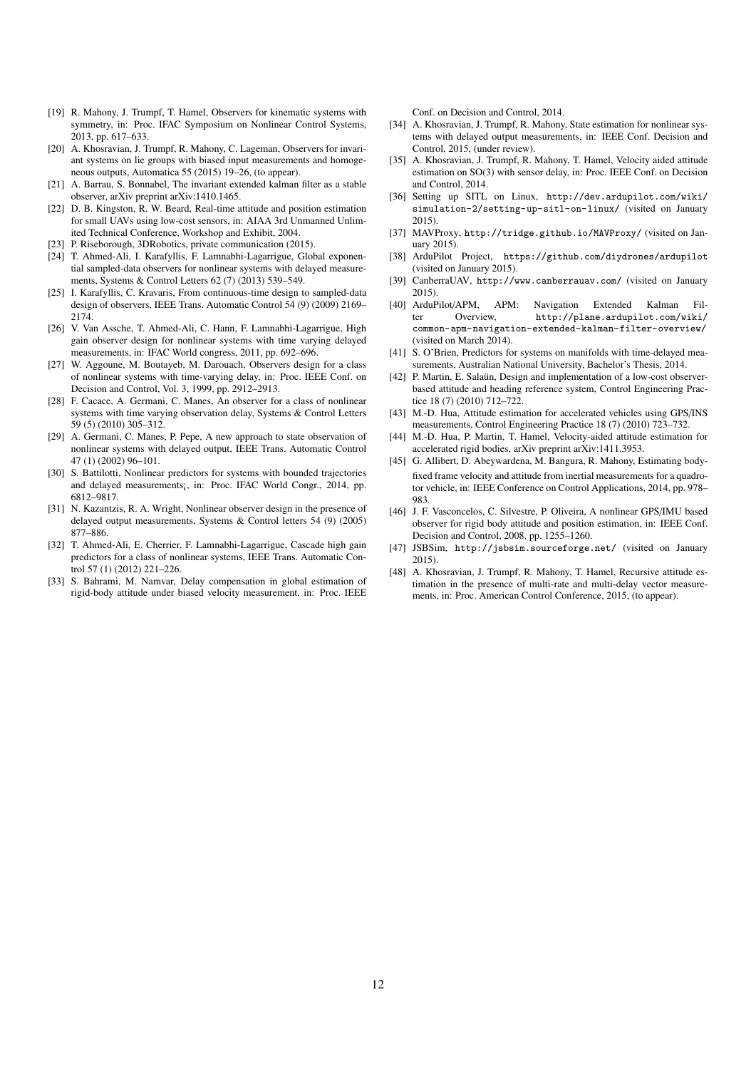[19] R. Mahony, J. Trumpf, T. Hamel, Observers for kinematic systems with symmetry, in: Proc. IFAC Symposium on Nonlinear Control Systems, 2013, pp. 617–633.

[20] A. Khosravian, J. Trumpf, R. Mahony, C. Lageman, Observers for invariant systems on lie groups with biased input measurements and homogeneous outputs, Automatica 55 (2015) 19–26, (to appear).

[21] A. Barrau, S. Bonnabel, The invariant extended kalman filter as a stable observer, arXiv preprint arXiv:1410.1465.

[22] D. B. Kingston, R. W. Beard, Real-time attitude and position estimation for small UAVs using low-cost sensors, in: AIAA 3rd Unmanned Unlimited Technical Conference, Workshop and Exhibit, 2004.

[23] P. Riseborough, 3DRobotics, private communication (2015).

[24] T. Ahmed-Ali, I. Karafyllis, F. Lamnabhi-Lagarrigue, Global exponential sampled-data observers for nonlinear systems with delayed measurements, Systems & Control Letters 62 (7) (2013) 539–549.

[25] I. Karafyllis, C. Kravaris, From continuous-time design to sampled-data design of observers, IEEE Trans. Automatic Control 54 (9) (2009) 2169–2174.

[26] V. Van Assche, T. Ahmed-Ali, C. Hann, F. Lamnabhi-Lagarrigue, High gain observer design for nonlinear systems with time varying delayed measurements, in: IFAC World congress, 2011, pp. 692–696.

[27] W. Aggoune, M. Boutayeb, M. Darouach, Observers design for a class of nonlinear systems with time-varying delay, in: Proc. IEEE Conf. on Decision and Control, Vol. 3, 1999, pp. 2912–2913.

[28] F. Cacace, A. Germani, C. Manes, An observer for a class of nonlinear systems with time varying observation delay, Systems & Control Letters 59 (5) (2010) 305–312.

[29] A. Germani, C. Manes, P. Pepe, A new approach to state observation of nonlinear systems with delayed output, IEEE Trans. Automatic Control 47 (1) (2002) 96–101.

[30] S. Battilotti, Nonlinear predictors for systems with bounded trajectories and delayed measurements¡, in: Proc. IFAC World Congr., 2014, pp. 6812–9817.

[31] N. Kazantzis, R. A. Wright, Nonlinear observer design in the presence of delayed output measurements, Systems & Control letters 54 (9) (2005) 877–886.

[32] T. Ahmed-Ali, E. Cherrier, F. Lamnabhi-Lagarrigue, Cascade high gain predictors for a class of nonlinear systems, IEEE Trans. Automatic Control 57 (1) (2012) 221–226.

[33] S. Bahrami, M. Namvar, Delay compensation in global estimation of rigid-body attitude under biased velocity measurement, in: Proc. IEEE Conf. on Decision and Control, 2014.

[34] A. Khosravian, J. Trumpf, R. Mahony, State estimation for nonlinear systems with delayed output measurements, in: IEEE Conf. Decision and Control, 2015, (under review).

[35] A. Khosravian, J. Trumpf, R. Mahony, T. Hamel, Velocity aided attitude estimation on SO(3) with sensor delay, in: Proc. IEEE Conf. on Decision and Control, 2014.

[36] Setting up SITL on Linux, http://dev.ardupilot.com/wiki/simulation-2/setting-up-sitl-on-linux/ (visited on January 2015).

[37] MAVProxy, http://tridge.github.io/MAVProxy/ (visited on January 2015).

[38] ArduPilot Project, https://github.com/diydrones/ardupilot (visited on January 2015).

[39] CanberraUAV, http://www.canberrauav.com/ (visited on January 2015).

[40] ArduPilot/APM, APM: Navigation Extended Kalman Filter Overview, http://plane.ardupilot.com/wiki/common-apm-navigation-extended-kalman-filter-overview/ (visited on March 2014).

[41] S. O'Brien, Predictors for systems on manifolds with time-delayed measurements, Australian National University, Bachelor's Thesis, 2014.

[42] P. Martin, E. Salaün, Design and implementation of a low-cost observer-based attitude and heading reference system, Control Engineering Practice 18 (7) (2010) 712–722.

[43] M.-D. Hua, Attitude estimation for accelerated vehicles using GPS/INS measurements, Control Engineering Practice 18 (7) (2010) 723–732.

[44] M.-D. Hua, P. Martin, T. Hamel, Velocity-aided attitude estimation for accelerated rigid bodies, arXiv preprint arXiv:1411.3953.

[45] G. Allibert, D. Abeywardena, M. Bangura, R. Mahony, Estimating body-fixed frame velocity and attitude from inertial measurements for a quadrotor vehicle, in: IEEE Conference on Control Applications, 2014, pp. 978–983.

[46] J. F. Vasconcelos, C. Silvestre, P. Oliveira, A nonlinear GPS/IMU based observer for rigid body attitude and position estimation, in: IEEE Conf. Decision and Control, 2008, pp. 1255–1260.

[47] JSBSim, http://jsbsim.sourceforge.net/ (visited on January 2015).

[48] A. Khosravian, J. Trumpf, R. Mahony, T. Hamel, Recursive attitude estimation in the presence of multi-rate and multi-delay vector measurements, in: Proc. American Control Conference, 2015, (to appear).